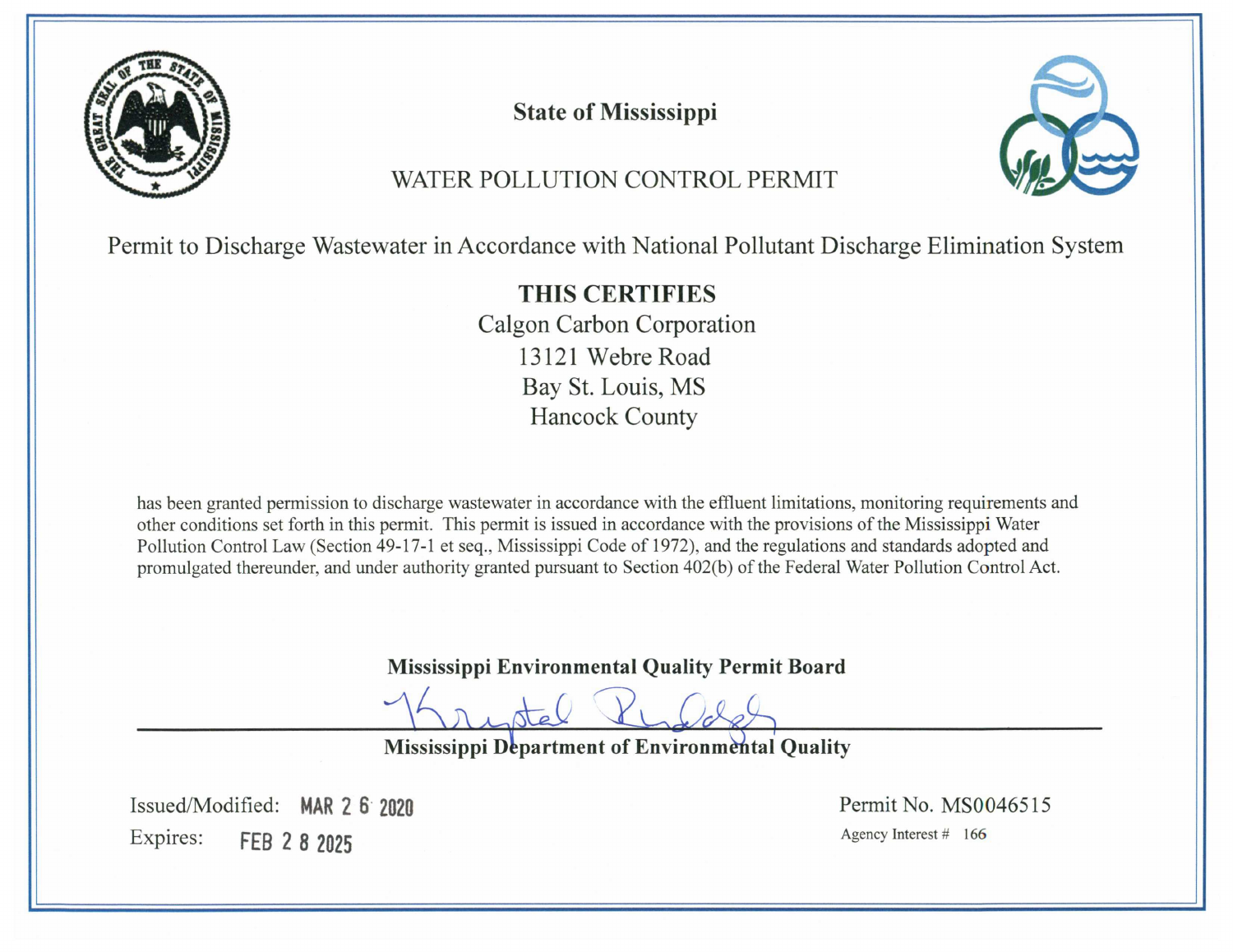# State of Mississippi

## WATER POLLUTION CONTROL PERMIT

Permit to Discharge Wastewater in Accordance with National Pollutant Discharge Elimination System

**THIS CERTIFIES**

Calgon Carbon Corporation
13121 Webre Road
Bay St. Louis, MS
Hancock County

has been granted permission to discharge wastewater in accordance with the effluent limitations, monitoring requirements and other conditions set forth in this permit. This permit is issued in accordance with the provisions of the Mississippi Water Pollution Control Law (Section 49-17-1 et seq., Mississippi Code of 1972), and the regulations and standards adopted and promulgated thereunder, and under authority granted pursuant to Section 402(b) of the Federal Water Pollution Control Act.

**Mississippi Environmental Quality Permit Board**

Krystal Rudolph

**Mississippi Department of Environmental Quality**

Issued/Modified: MAR 2 6 2020

Expires: FEB 2 8 2025

Permit No. MS0046515

Agency Interest # 166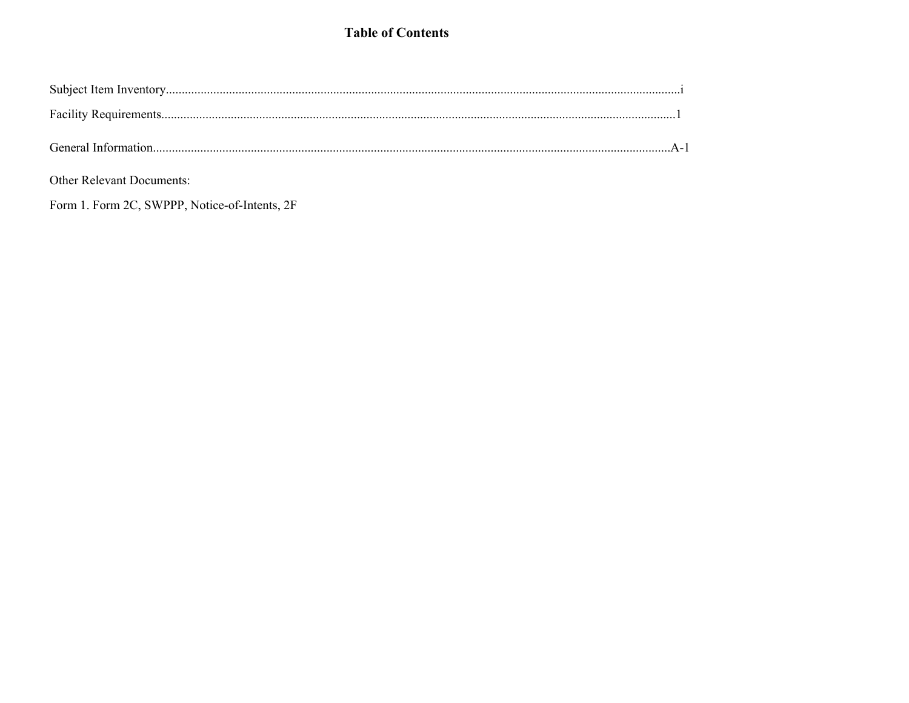# Table of Contents

Subject Item Inventory....................................................................................................................................................i

Facility Requirements....................................................................................................................................................1

General Information....................................................................................................................................................A-1

Other Relevant Documents:

Form 1. Form 2C, SWPPP, Notice-of-Intents, 2F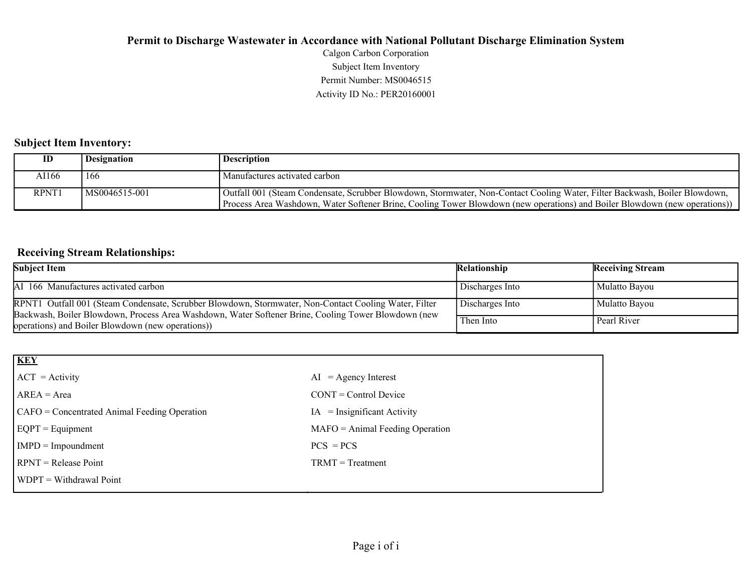# Permit to Discharge Wastewater in Accordance with National Pollutant Discharge Elimination System

Calgon Carbon Corporation

Subject Item Inventory

Permit Number: MS0046515

Activity ID No.: PER20160001

## Subject Item Inventory:

| ID | Designation | Description |
|---|---|---|
| AI166 | 166 | Manufactures activated carbon |
| RPNT1 | MS0046515-001 | Outfall 001 (Steam Condensate, Scrubber Blowdown, Stormwater, Non-Contact Cooling Water, Filter Backwash, Boiler Blowdown, Process Area Washdown, Water Softener Brine, Cooling Tower Blowdown (new operations) and Boiler Blowdown (new operations)) |

## Receiving Stream Relationships:

| Subject Item | Relationship | Receiving Stream |
|---|---|---|
| AI 166 Manufactures activated carbon | Discharges Into | Mulatto Bayou |
| RPNT1 Outfall 001 (Steam Condensate, Scrubber Blowdown, Stormwater, Non-Contact Cooling Water, Filter Backwash, Boiler Blowdown, Process Area Washdown, Water Softener Brine, Cooling Tower Blowdown (new operations) and Boiler Blowdown (new operations)) | Discharges Into | Mulatto Bayou |
| | Then Into | Pearl River |

| KEY | |
|---|---|
| ACT = Activity | AI = Agency Interest |
| AREA = Area | CONT = Control Device |
| CAFO = Concentrated Animal Feeding Operation | IA = Insignificant Activity |
| EQPT = Equipment | MAFO = Animal Feeding Operation |
| IMPD = Impoundment | PCS = PCS |
| RPNT = Release Point | TRMT = Treatment |
| WDPT = Withdrawal Point | |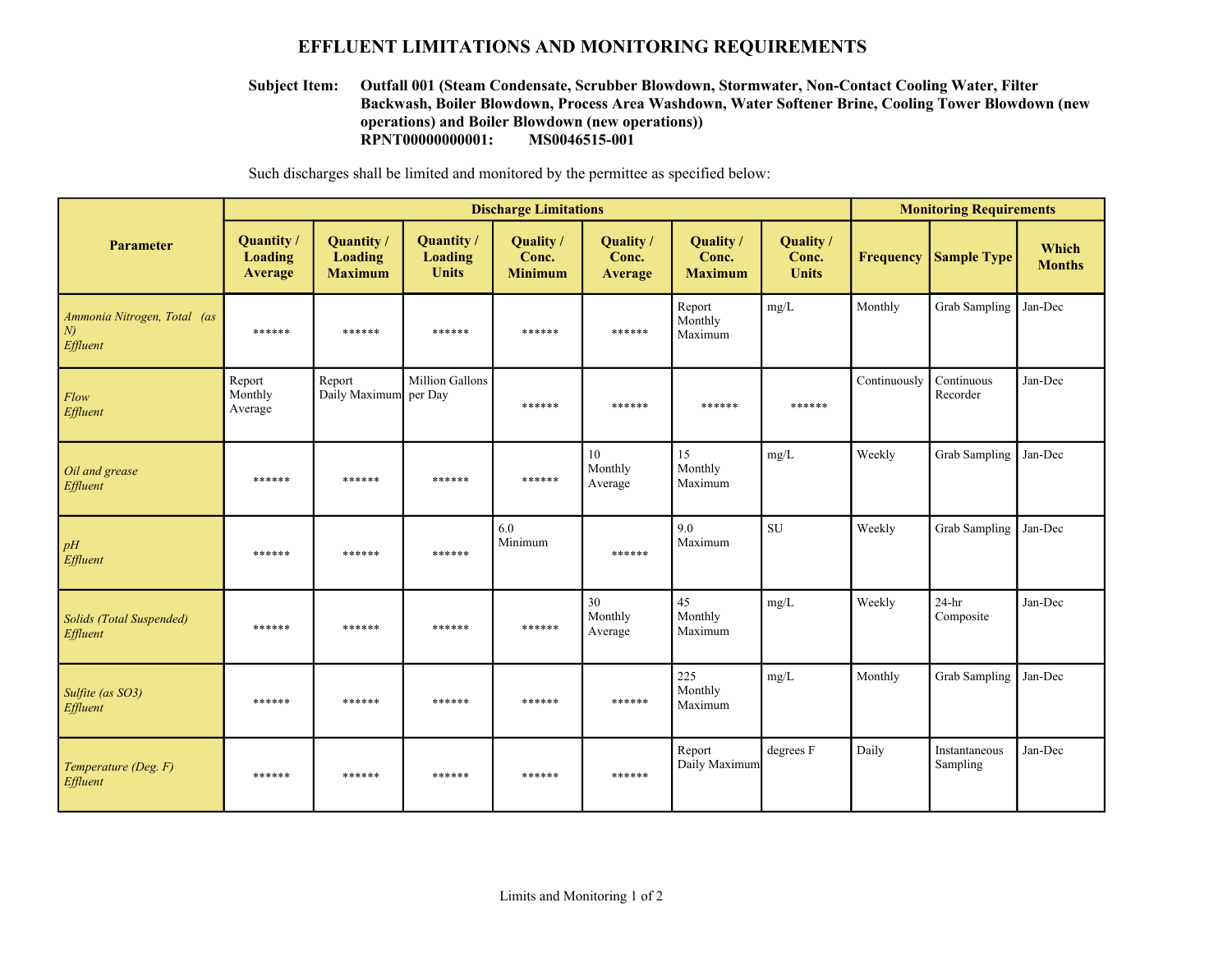# EFFLUENT LIMITATIONS AND MONITORING REQUIREMENTS

**Subject Item:** **Outfall 001 (Steam Condensate, Scrubber Blowdown, Stormwater, Non-Contact Cooling Water, Filter Backwash, Boiler Blowdown, Process Area Washdown, Water Softener Brine, Cooling Tower Blowdown (new operations) and Boiler Blowdown (new operations))**
**RPNT00000000001: MS0046515-001**

Such discharges shall be limited and monitored by the permittee as specified below:

| Parameter | Discharge Limitations | | | | | | | Monitoring Requirements | | |
|---|---|---|---|---|---|---|---|---|---|---|
| | **Quantity / Loading Average** | **Quantity / Loading Maximum** | **Quantity / Loading Units** | **Quality / Conc. Minimum** | **Quality / Conc. Average** | **Quality / Conc. Maximum** | **Quality / Conc. Units** | **Frequency** | **Sample Type** | **Which Months** |
| *Ammonia Nitrogen, Total (as N) Effluent* | ****** | ****** | ****** | ****** | ****** | Report Monthly Maximum | mg/L | Monthly | Grab Sampling | Jan-Dec |
| *Flow Effluent* | Report Monthly Average | Report Daily Maximum | Million Gallons per Day | ****** | ****** | ****** | ****** | Continuously | Continuous Recorder | Jan-Dec |
| *Oil and grease Effluent* | ****** | ****** | ****** | ****** | 10 Monthly Average | 15 Monthly Maximum | mg/L | Weekly | Grab Sampling | Jan-Dec |
| *pH Effluent* | ****** | ****** | ****** | 6.0 Minimum | ****** | 9.0 Maximum | SU | Weekly | Grab Sampling | Jan-Dec |
| *Solids (Total Suspended) Effluent* | ****** | ****** | ****** | ****** | 30 Monthly Average | 45 Monthly Maximum | mg/L | Weekly | 24-hr Composite | Jan-Dec |
| *Sulfite (as SO3) Effluent* | ****** | ****** | ****** | ****** | ****** | 225 Monthly Maximum | mg/L | Monthly | Grab Sampling | Jan-Dec |
| *Temperature (Deg. F) Effluent* | ****** | ****** | ****** | ****** | ****** | Report Daily Maximum | degrees F | Daily | Instantaneous Sampling | Jan-Dec |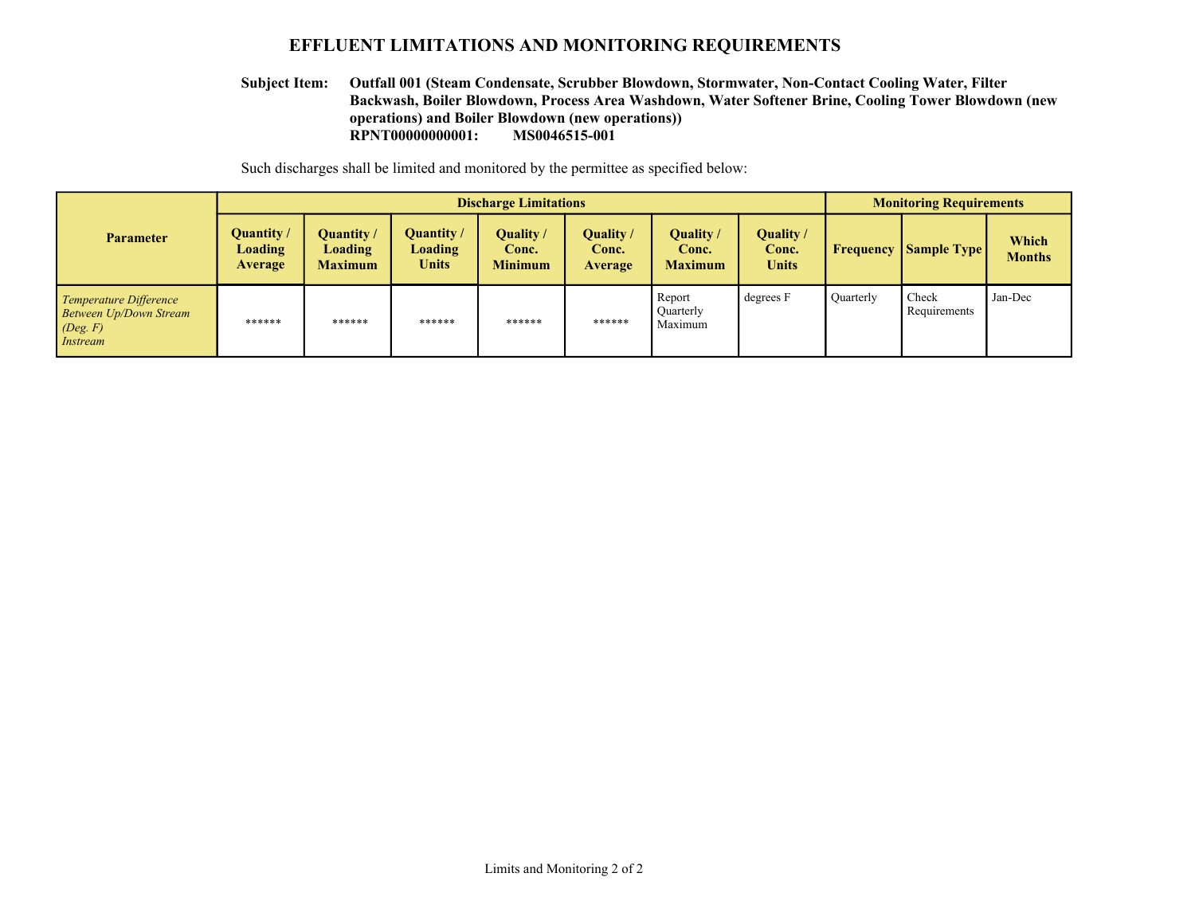# EFFLUENT LIMITATIONS AND MONITORING REQUIREMENTS

**Subject Item: Outfall 001 (Steam Condensate, Scrubber Blowdown, Stormwater, Non-Contact Cooling Water, Filter Backwash, Boiler Blowdown, Process Area Washdown, Water Softener Brine, Cooling Tower Blowdown (new operations) and Boiler Blowdown (new operations))**
**RPNT00000000001: MS0046515-001**

Such discharges shall be limited and monitored by the permittee as specified below:

| Parameter | Discharge Limitations | | | | | | | Monitoring Requirements | | |
|---|---|---|---|---|---|---|---|---|---|---|
| | Quantity / Loading Average | Quantity / Loading Maximum | Quantity / Loading Units | Quality / Conc. Minimum | Quality / Conc. Average | Quality / Conc. Maximum | Quality / Conc. Units | Frequency | Sample Type | Which Months |
| *Temperature Difference Between Up/Down Stream (Deg. F) Instream* | ****** | ****** | ****** | ****** | ****** | Report Quarterly Maximum | degrees F | Quarterly | Check Requirements | Jan-Dec |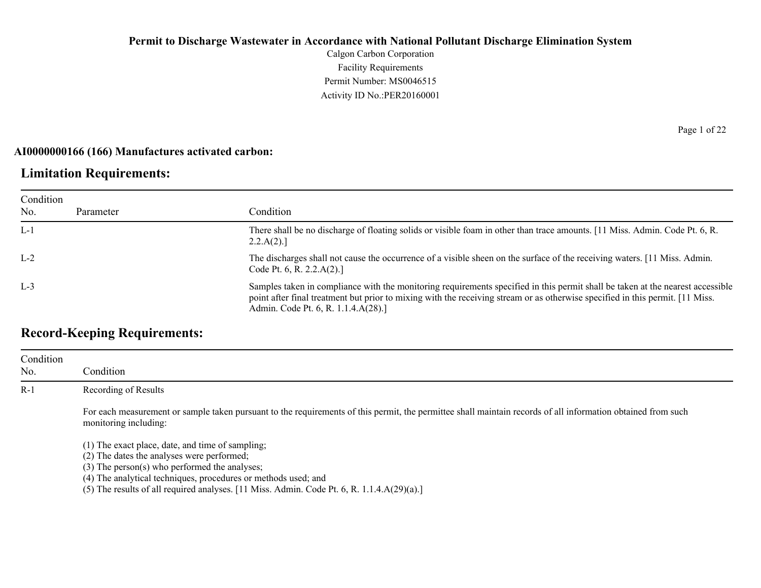**Permit to Discharge Wastewater in Accordance with National Pollutant Discharge Elimination System**

Calgon Carbon Corporation
Facility Requirements
Permit Number: MS0046515
Activity ID No.:PER20160001

**AI0000000166 (166) Manufactures activated carbon:**

## Limitation Requirements:

| Condition No. | Parameter | Condition |
|---|---|---|
| L-1 | | There shall be no discharge of floating solids or visible foam in other than trace amounts. [11 Miss. Admin. Code Pt. 6, R. 2.2.A(2).] |
| L-2 | | The discharges shall not cause the occurrence of a visible sheen on the surface of the receiving waters. [11 Miss. Admin. Code Pt. 6, R. 2.2.A(2).] |
| L-3 | | Samples taken in compliance with the monitoring requirements specified in this permit shall be taken at the nearest accessible point after final treatment but prior to mixing with the receiving stream or as otherwise specified in this permit. [11 Miss. Admin. Code Pt. 6, R. 1.1.4.A(28).] |

## Record-Keeping Requirements:

| Condition No. | Condition |
|---|---|
| R-1 | Recording of Results<br><br>For each measurement or sample taken pursuant to the requirements of this permit, the permittee shall maintain records of all information obtained from such monitoring including:<br><br>(1) The exact place, date, and time of sampling;<br>(2) The dates the analyses were performed;<br>(3) The person(s) who performed the analyses;<br>(4) The analytical techniques, procedures or methods used; and<br>(5) The results of all required analyses. [11 Miss. Admin. Code Pt. 6, R. 1.1.4.A(29)(a).] |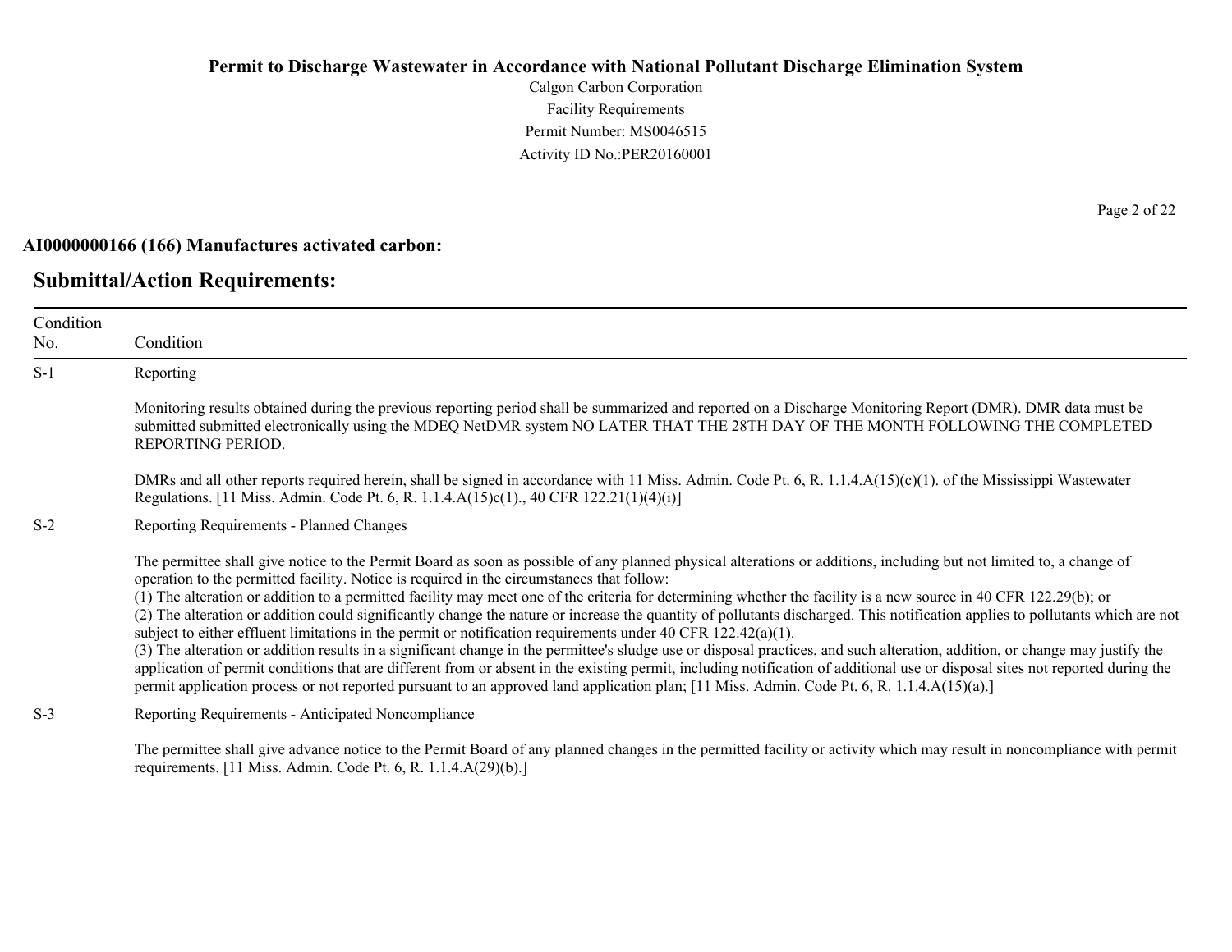**Permit to Discharge Wastewater in Accordance with National Pollutant Discharge Elimination System**

Calgon Carbon Corporation
Facility Requirements
Permit Number: MS0046515
Activity ID No.:PER20160001

**AI0000000166 (166) Manufactures activated carbon:**

## Submittal/Action Requirements:

| Condition No. | Condition |
|---|---|
| S-1 | Reporting<br><br>Monitoring results obtained during the previous reporting period shall be summarized and reported on a Discharge Monitoring Report (DMR). DMR data must be submitted submitted electronically using the MDEQ NetDMR system NO LATER THAT THE 28TH DAY OF THE MONTH FOLLOWING THE COMPLETED REPORTING PERIOD.<br><br>DMRs and all other reports required herein, shall be signed in accordance with 11 Miss. Admin. Code Pt. 6, R. 1.1.4.A(15)(c)(1). of the Mississippi Wastewater Regulations. [11 Miss. Admin. Code Pt. 6, R. 1.1.4.A(15)c(1)., 40 CFR 122.21(1)(4)(i)] |
| S-2 | Reporting Requirements - Planned Changes<br><br>The permittee shall give notice to the Permit Board as soon as possible of any planned physical alterations or additions, including but not limited to, a change of operation to the permitted facility. Notice is required in the circumstances that follow:<br>(1) The alteration or addition to a permitted facility may meet one of the criteria for determining whether the facility is a new source in 40 CFR 122.29(b); or<br>(2) The alteration or addition could significantly change the nature or increase the quantity of pollutants discharged. This notification applies to pollutants which are not subject to either effluent limitations in the permit or notification requirements under 40 CFR 122.42(a)(1).<br>(3) The alteration or addition results in a significant change in the permittee's sludge use or disposal practices, and such alteration, addition, or change may justify the application of permit conditions that are different from or absent in the existing permit, including notification of additional use or disposal sites not reported during the permit application process or not reported pursuant to an approved land application plan; [11 Miss. Admin. Code Pt. 6, R. 1.1.4.A(15)(a).] |
| S-3 | Reporting Requirements - Anticipated Noncompliance<br><br>The permittee shall give advance notice to the Permit Board of any planned changes in the permitted facility or activity which may result in noncompliance with permit requirements. [11 Miss. Admin. Code Pt. 6, R. 1.1.4.A(29)(b).] |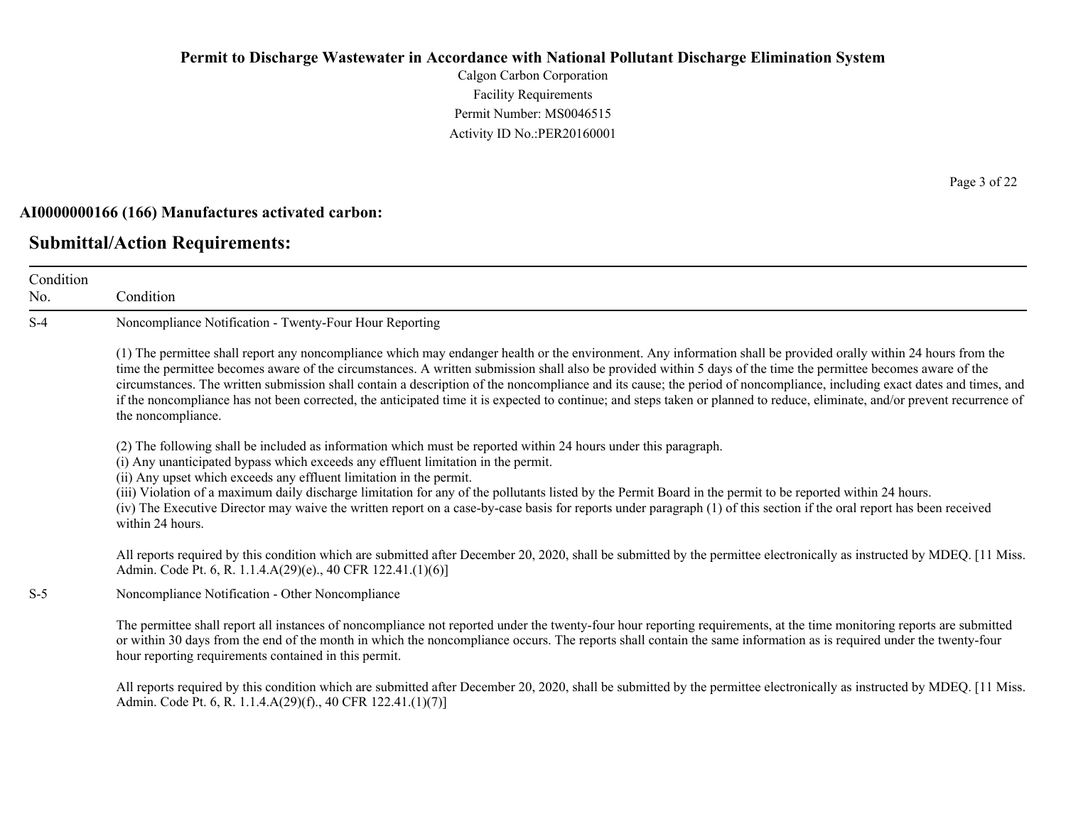**Permit to Discharge Wastewater in Accordance with National Pollutant Discharge Elimination System**

Calgon Carbon Corporation
Facility Requirements
Permit Number: MS0046515
Activity ID No.:PER20160001

**AI0000000166 (166) Manufactures activated carbon:**

## Submittal/Action Requirements:

| Condition No. | Condition |
|---|---|
| S-4 | Noncompliance Notification - Twenty-Four Hour Reporting<br><br>(1) The permittee shall report any noncompliance which may endanger health or the environment. Any information shall be provided orally within 24 hours from the time the permittee becomes aware of the circumstances. A written submission shall also be provided within 5 days of the time the permittee becomes aware of the circumstances. The written submission shall contain a description of the noncompliance and its cause; the period of noncompliance, including exact dates and times, and if the noncompliance has not been corrected, the anticipated time it is expected to continue; and steps taken or planned to reduce, eliminate, and/or prevent recurrence of the noncompliance.<br><br>(2) The following shall be included as information which must be reported within 24 hours under this paragraph.<br>(i) Any unanticipated bypass which exceeds any effluent limitation in the permit.<br>(ii) Any upset which exceeds any effluent limitation in the permit.<br>(iii) Violation of a maximum daily discharge limitation for any of the pollutants listed by the Permit Board in the permit to be reported within 24 hours.<br>(iv) The Executive Director may waive the written report on a case-by-case basis for reports under paragraph (1) of this section if the oral report has been received within 24 hours.<br><br>All reports required by this condition which are submitted after December 20, 2020, shall be submitted by the permittee electronically as instructed by MDEQ. [11 Miss. Admin. Code Pt. 6, R. 1.1.4.A(29)(e)., 40 CFR 122.41.(1)(6)] |
| S-5 | Noncompliance Notification - Other Noncompliance<br><br>The permittee shall report all instances of noncompliance not reported under the twenty-four hour reporting requirements, at the time monitoring reports are submitted or within 30 days from the end of the month in which the noncompliance occurs. The reports shall contain the same information as is required under the twenty-four hour reporting requirements contained in this permit.<br><br>All reports required by this condition which are submitted after December 20, 2020, shall be submitted by the permittee electronically as instructed by MDEQ. [11 Miss. Admin. Code Pt. 6, R. 1.1.4.A(29)(f)., 40 CFR 122.41.(1)(7)] |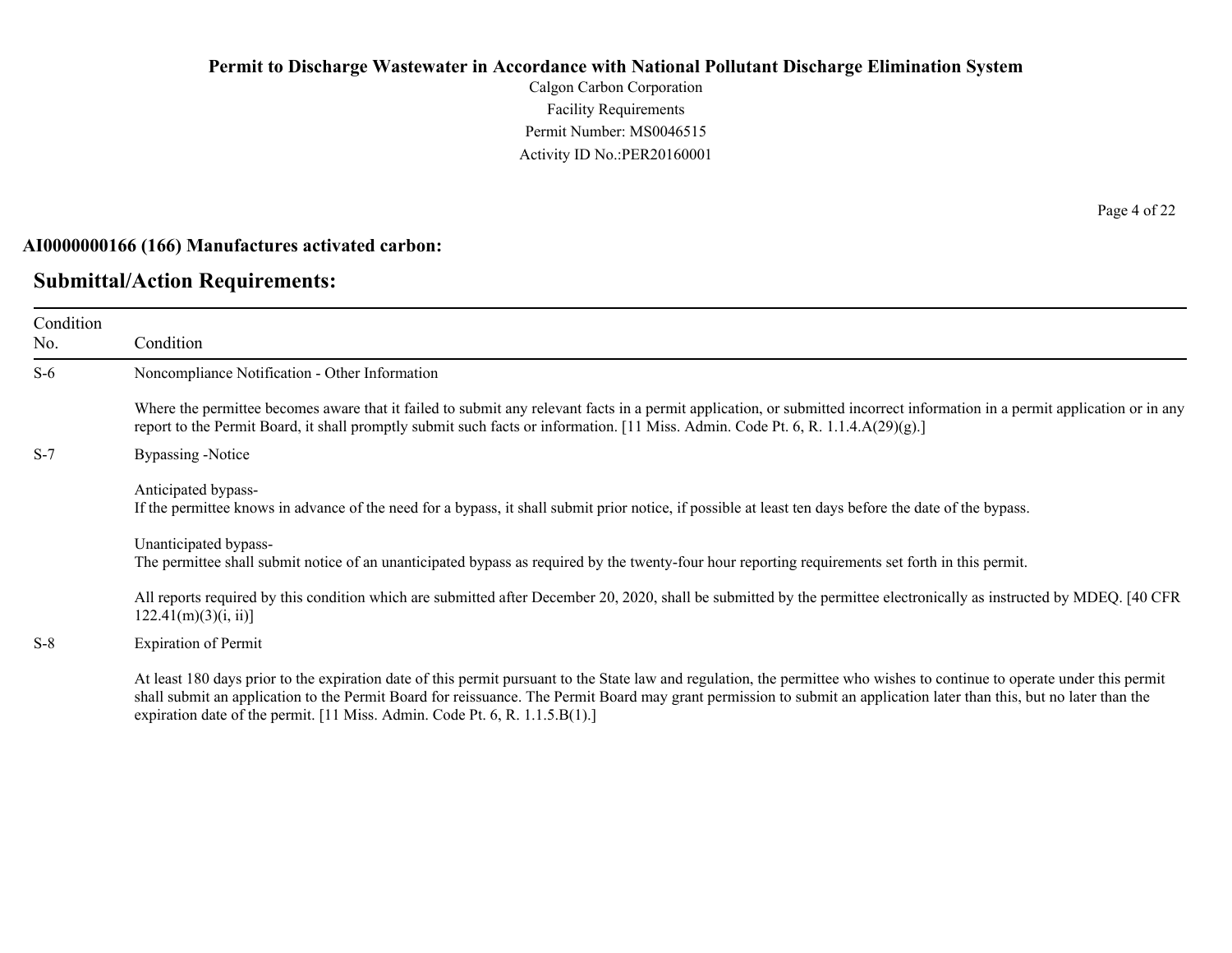**Permit to Discharge Wastewater in Accordance with National Pollutant Discharge Elimination System**

Calgon Carbon Corporation
Facility Requirements
Permit Number: MS0046515
Activity ID No.:PER20160001

**AI0000000166 (166) Manufactures activated carbon:**

## Submittal/Action Requirements:

| Condition No. | Condition |
|---|---|
| S-6 | Noncompliance Notification - Other Information<br><br>Where the permittee becomes aware that it failed to submit any relevant facts in a permit application, or submitted incorrect information in a permit application or in any report to the Permit Board, it shall promptly submit such facts or information. [11 Miss. Admin. Code Pt. 6, R. 1.1.4.A(29)(g).] |
| S-7 | Bypassing -Notice<br><br>Anticipated bypass-<br>If the permittee knows in advance of the need for a bypass, it shall submit prior notice, if possible at least ten days before the date of the bypass.<br><br>Unanticipated bypass-<br>The permittee shall submit notice of an unanticipated bypass as required by the twenty-four hour reporting requirements set forth in this permit.<br><br>All reports required by this condition which are submitted after December 20, 2020, shall be submitted by the permittee electronically as instructed by MDEQ. [40 CFR 122.41(m)(3)(i, ii)] |
| S-8 | Expiration of Permit<br><br>At least 180 days prior to the expiration date of this permit pursuant to the State law and regulation, the permittee who wishes to continue to operate under this permit shall submit an application to the Permit Board for reissuance. The Permit Board may grant permission to submit an application later than this, but no later than the expiration date of the permit. [11 Miss. Admin. Code Pt. 6, R. 1.1.5.B(1).] |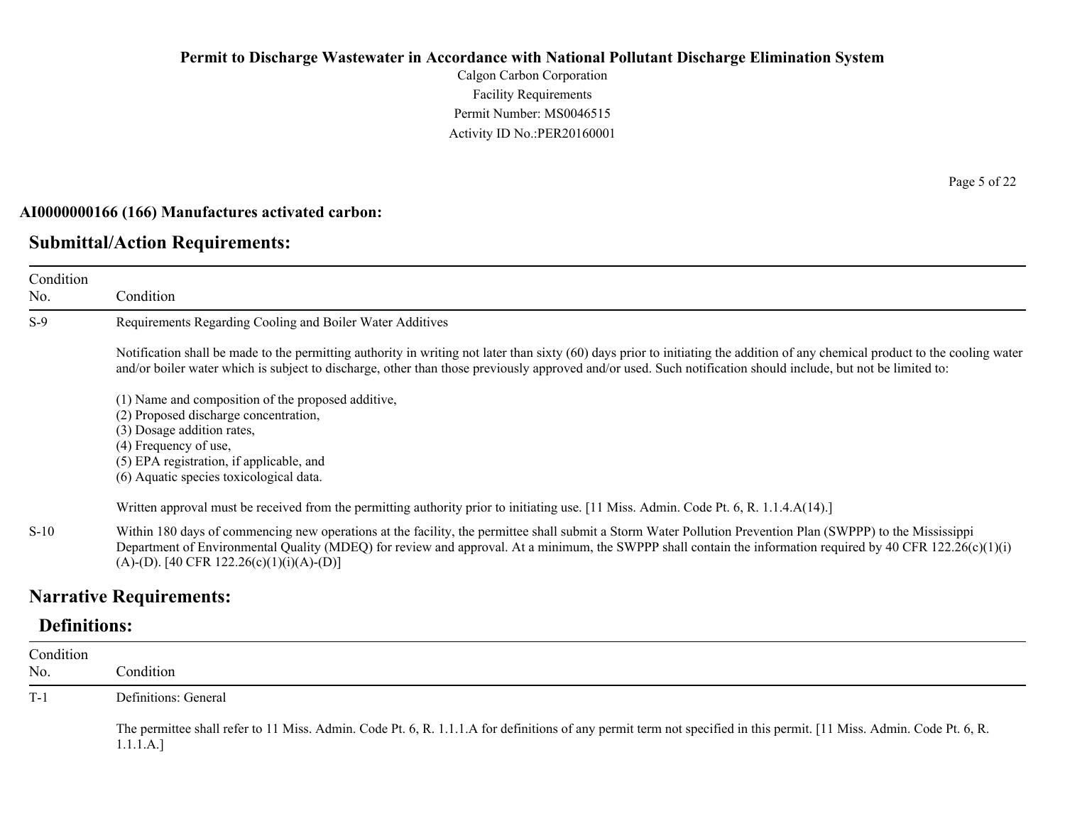**AI0000000166 (166) Manufactures activated carbon:**

## Submittal/Action Requirements:

| Condition No. | Condition |
|---|---|
| S-9 | Requirements Regarding Cooling and Boiler Water Additives<br><br>Notification shall be made to the permitting authority in writing not later than sixty (60) days prior to initiating the addition of any chemical product to the cooling water and/or boiler water which is subject to discharge, other than those previously approved and/or used. Such notification should include, but not be limited to:<br><br>(1) Name and composition of the proposed additive,<br>(2) Proposed discharge concentration,<br>(3) Dosage addition rates,<br>(4) Frequency of use,<br>(5) EPA registration, if applicable, and<br>(6) Aquatic species toxicological data.<br><br>Written approval must be received from the permitting authority prior to initiating use. [11 Miss. Admin. Code Pt. 6, R. 1.1.4.A(14).] |
| S-10 | Within 180 days of commencing new operations at the facility, the permittee shall submit a Storm Water Pollution Prevention Plan (SWPPP) to the Mississippi Department of Environmental Quality (MDEQ) for review and approval. At a minimum, the SWPPP shall contain the information required by 40 CFR 122.26(c)(1)(i)(A)-(D). [40 CFR 122.26(c)(1)(i)(A)-(D)] |

## Narrative Requirements:

### Definitions:

| Condition No. | Condition |
|---|---|
| T-1 | Definitions: General<br><br>The permittee shall refer to 11 Miss. Admin. Code Pt. 6, R. 1.1.1.A for definitions of any permit term not specified in this permit. [11 Miss. Admin. Code Pt. 6, R. 1.1.1.A.] |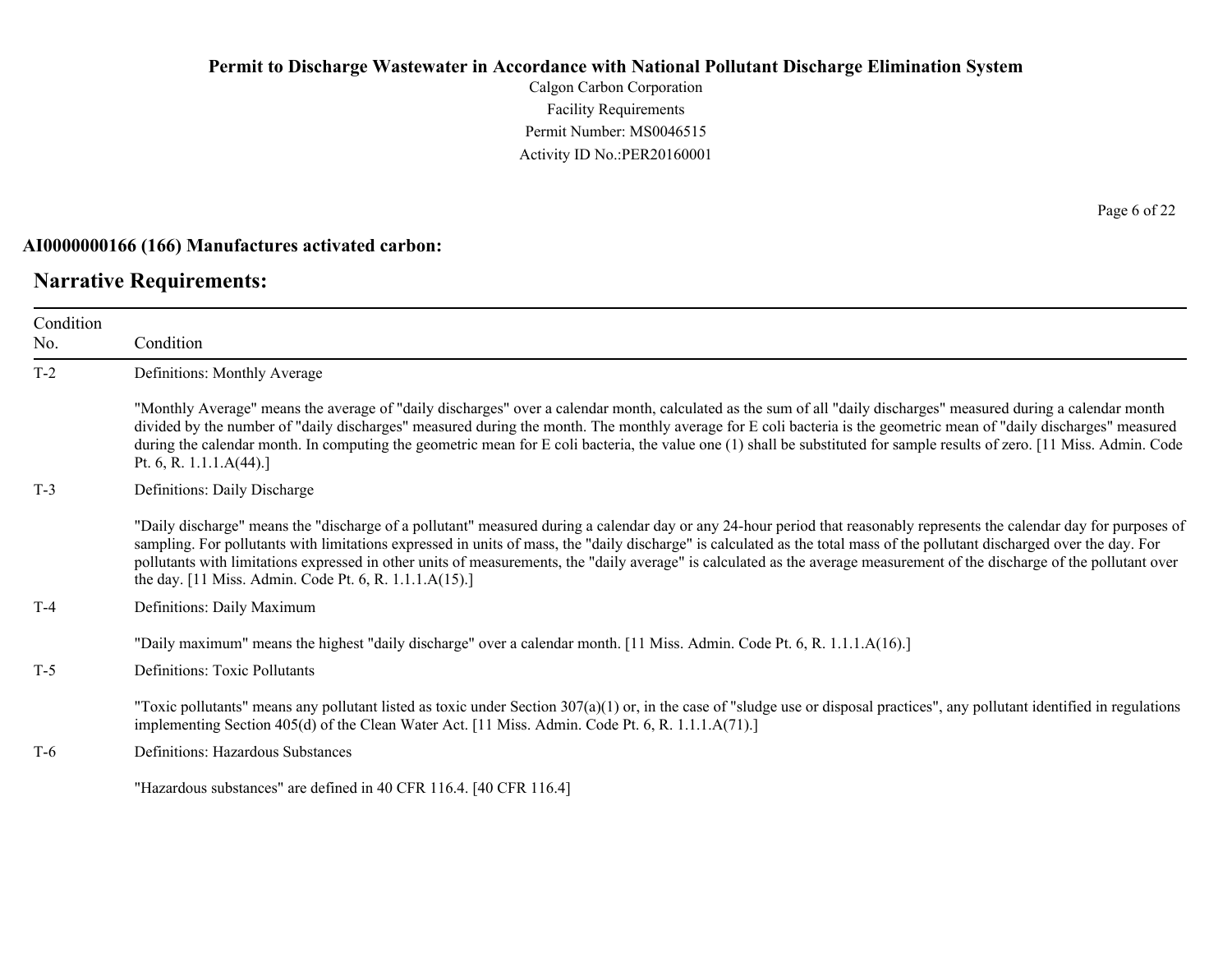**AI0000000166 (166) Manufactures activated carbon:**

## Narrative Requirements:

| Condition No. | Condition |
|---|---|
| T-2 | Definitions: Monthly Average<br><br>"Monthly Average" means the average of "daily discharges" over a calendar month, calculated as the sum of all "daily discharges" measured during a calendar month divided by the number of "daily discharges" measured during the month. The monthly average for E coli bacteria is the geometric mean of "daily discharges" measured during the calendar month. In computing the geometric mean for E coli bacteria, the value one (1) shall be substituted for sample results of zero. [11 Miss. Admin. Code Pt. 6, R. 1.1.1.A(44).] |
| T-3 | Definitions: Daily Discharge<br><br>"Daily discharge" means the "discharge of a pollutant" measured during a calendar day or any 24-hour period that reasonably represents the calendar day for purposes of sampling. For pollutants with limitations expressed in units of mass, the "daily discharge" is calculated as the total mass of the pollutant discharged over the day. For pollutants with limitations expressed in other units of measurements, the "daily average" is calculated as the average measurement of the discharge of the pollutant over the day. [11 Miss. Admin. Code Pt. 6, R. 1.1.1.A(15).] |
| T-4 | Definitions: Daily Maximum<br><br>"Daily maximum" means the highest "daily discharge" over a calendar month. [11 Miss. Admin. Code Pt. 6, R. 1.1.1.A(16).] |
| T-5 | Definitions: Toxic Pollutants<br><br>"Toxic pollutants" means any pollutant listed as toxic under Section 307(a)(1) or, in the case of "sludge use or disposal practices", any pollutant identified in regulations implementing Section 405(d) of the Clean Water Act. [11 Miss. Admin. Code Pt. 6, R. 1.1.1.A(71).] |
| T-6 | Definitions: Hazardous Substances<br><br>"Hazardous substances" are defined in 40 CFR 116.4. [40 CFR 116.4] |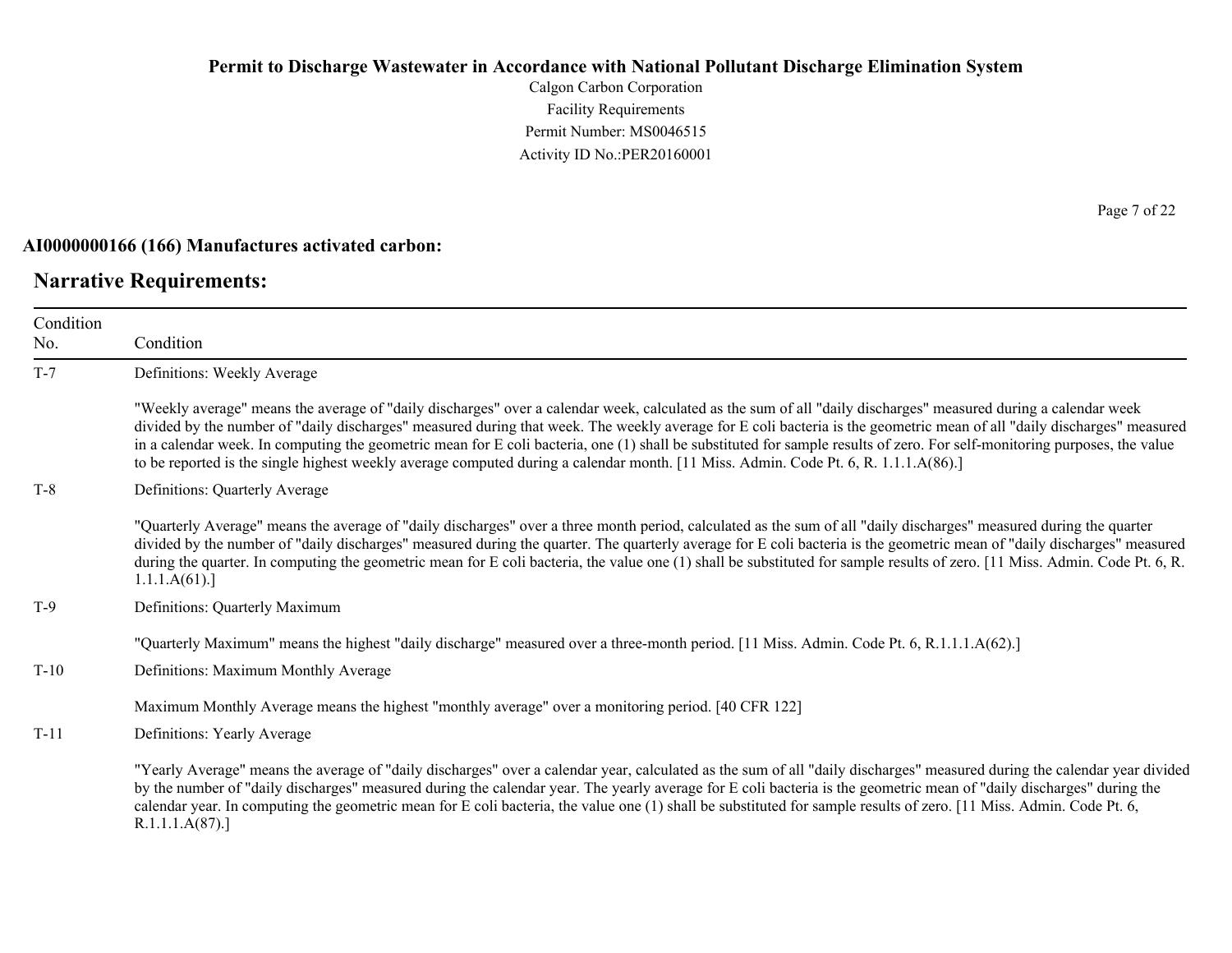**AI0000000166 (166) Manufactures activated carbon:**

## Narrative Requirements:

| Condition No. | Condition |
|---|---|
| T-7 | Definitions: Weekly Average<br><br>"Weekly average" means the average of "daily discharges" over a calendar week, calculated as the sum of all "daily discharges" measured during a calendar week divided by the number of "daily discharges" measured during that week. The weekly average for E coli bacteria is the geometric mean of all "daily discharges" measured in a calendar week. In computing the geometric mean for E coli bacteria, one (1) shall be substituted for sample results of zero. For self-monitoring purposes, the value to be reported is the single highest weekly average computed during a calendar month. [11 Miss. Admin. Code Pt. 6, R. 1.1.1.A(86).] |
| T-8 | Definitions: Quarterly Average<br><br>"Quarterly Average" means the average of "daily discharges" over a three month period, calculated as the sum of all "daily discharges" measured during the quarter divided by the number of "daily discharges" measured during the quarter. The quarterly average for E coli bacteria is the geometric mean of "daily discharges" measured during the quarter. In computing the geometric mean for E coli bacteria, the value one (1) shall be substituted for sample results of zero. [11 Miss. Admin. Code Pt. 6, R. 1.1.1.A(61).] |
| T-9 | Definitions: Quarterly Maximum<br><br>"Quarterly Maximum" means the highest "daily discharge" measured over a three-month period. [11 Miss. Admin. Code Pt. 6, R.1.1.1.A(62).] |
| T-10 | Definitions: Maximum Monthly Average<br><br>Maximum Monthly Average means the highest "monthly average" over a monitoring period. [40 CFR 122] |
| T-11 | Definitions: Yearly Average<br><br>"Yearly Average" means the average of "daily discharges" over a calendar year, calculated as the sum of all "daily discharges" measured during the calendar year divided by the number of "daily discharges" measured during the calendar year. The yearly average for E coli bacteria is the geometric mean of "daily discharges" during the calendar year. In computing the geometric mean for E coli bacteria, the value one (1) shall be substituted for sample results of zero. [11 Miss. Admin. Code Pt. 6, R.1.1.1.A(87).] |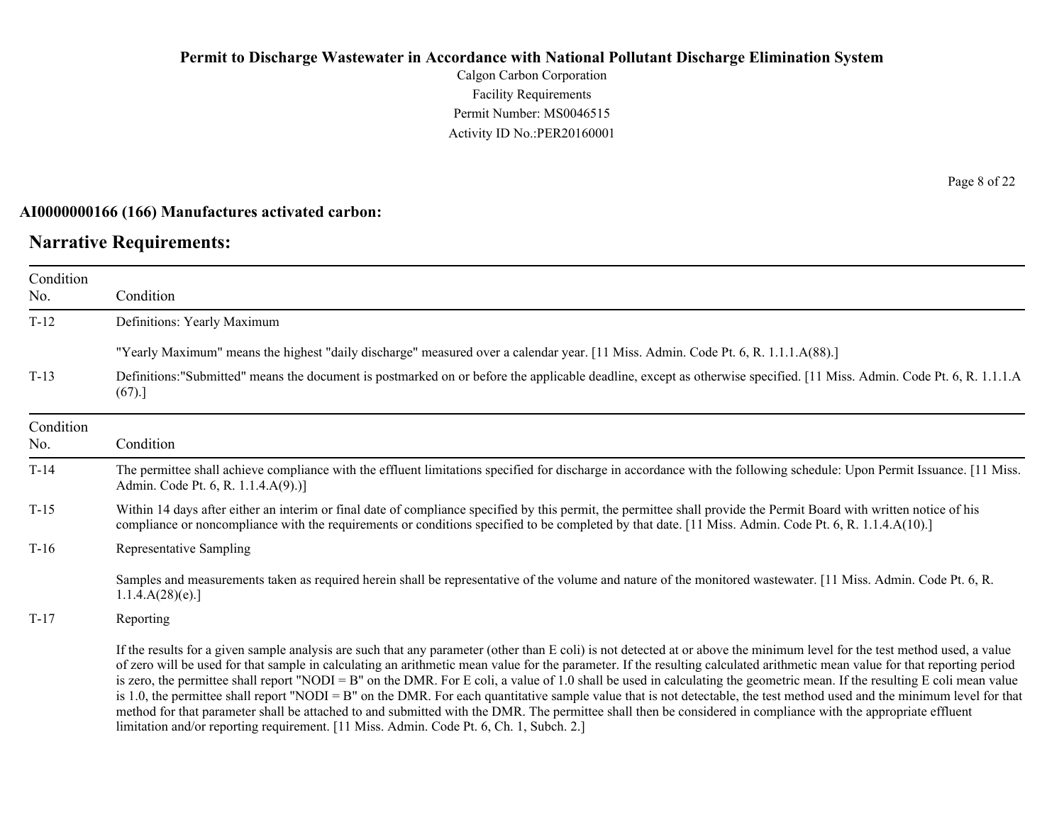# Permit to Discharge Wastewater in Accordance with National Pollutant Discharge Elimination System

Calgon Carbon Corporation
Facility Requirements
Permit Number: MS0046515
Activity ID No.:PER20160001

**AI0000000166 (166) Manufactures activated carbon:**

## Narrative Requirements:

| Condition No. | Condition |
|---|---|
| T-12 | Definitions: Yearly Maximum<br><br>"Yearly Maximum" means the highest "daily discharge" measured over a calendar year. [11 Miss. Admin. Code Pt. 6, R. 1.1.1.A(88).] |
| T-13 | Definitions:"Submitted" means the document is postmarked on or before the applicable deadline, except as otherwise specified. [11 Miss. Admin. Code Pt. 6, R. 1.1.1.A (67).] |

| Condition No. | Condition |
|---|---|
| T-14 | The permittee shall achieve compliance with the effluent limitations specified for discharge in accordance with the following schedule: Upon Permit Issuance. [11 Miss. Admin. Code Pt. 6, R. 1.1.4.A(9).)] |
| T-15 | Within 14 days after either an interim or final date of compliance specified by this permit, the permittee shall provide the Permit Board with written notice of his compliance or noncompliance with the requirements or conditions specified to be completed by that date. [11 Miss. Admin. Code Pt. 6, R. 1.1.4.A(10).] |
| T-16 | Representative Sampling<br><br>Samples and measurements taken as required herein shall be representative of the volume and nature of the monitored wastewater. [11 Miss. Admin. Code Pt. 6, R. 1.1.4.A(28)(e).] |
| T-17 | Reporting<br><br>If the results for a given sample analysis are such that any parameter (other than E coli) is not detected at or above the minimum level for the test method used, a value of zero will be used for that sample in calculating an arithmetic mean value for the parameter. If the resulting calculated arithmetic mean value for that reporting period is zero, the permittee shall report "NODI = B" on the DMR. For E coli, a value of 1.0 shall be used in calculating the geometric mean. If the resulting E coli mean value is 1.0, the permittee shall report "NODI = B" on the DMR. For each quantitative sample value that is not detectable, the test method used and the minimum level for that method for that parameter shall be attached to and submitted with the DMR. The permittee shall then be considered in compliance with the appropriate effluent limitation and/or reporting requirement. [11 Miss. Admin. Code Pt. 6, Ch. 1, Subch. 2.] |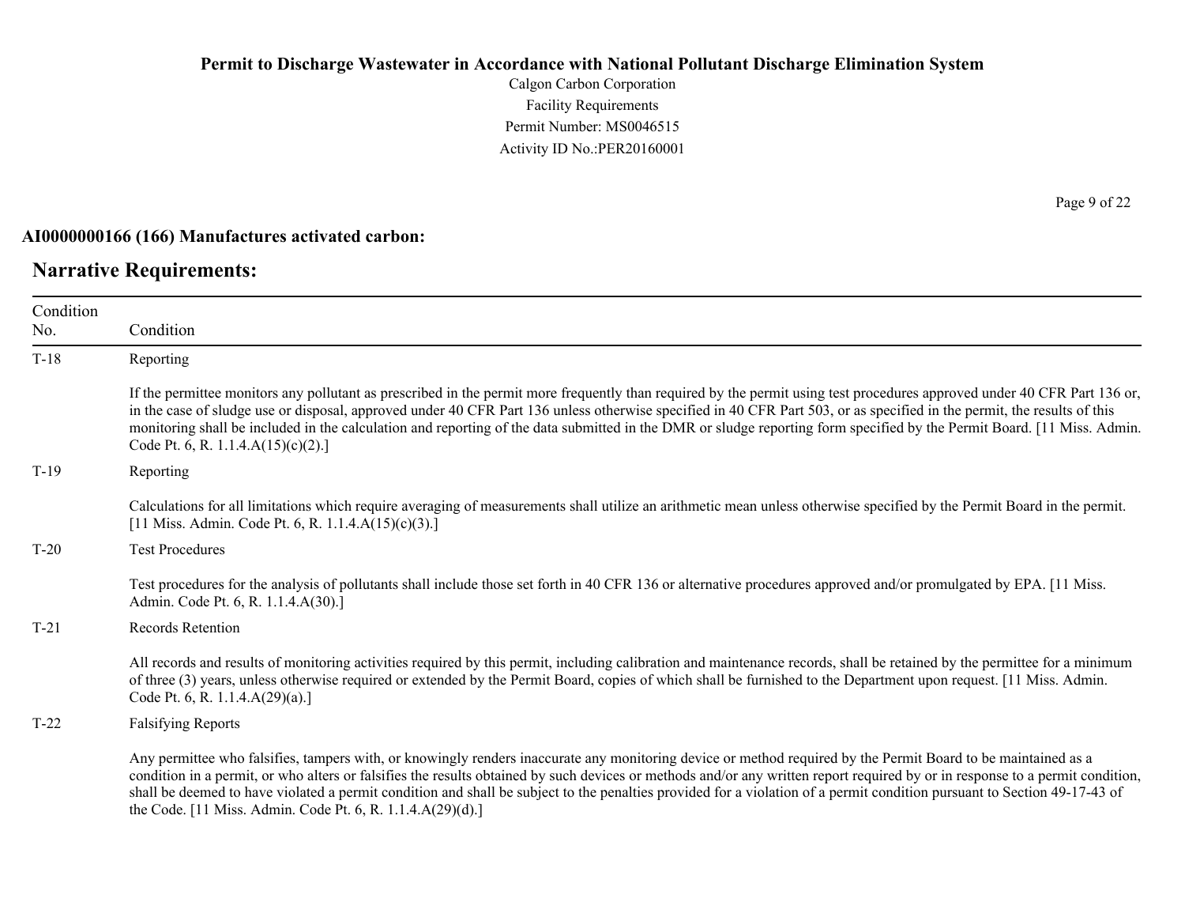**AI0000000166 (166) Manufactures activated carbon:**

## Narrative Requirements:

| Condition No. | Condition |
|---|---|
| T-18 | Reporting<br><br>If the permittee monitors any pollutant as prescribed in the permit more frequently than required by the permit using test procedures approved under 40 CFR Part 136 or, in the case of sludge use or disposal, approved under 40 CFR Part 136 unless otherwise specified in 40 CFR Part 503, or as specified in the permit, the results of this monitoring shall be included in the calculation and reporting of the data submitted in the DMR or sludge reporting form specified by the Permit Board. [11 Miss. Admin. Code Pt. 6, R. 1.1.4.A(15)(c)(2).] |
| T-19 | Reporting<br><br>Calculations for all limitations which require averaging of measurements shall utilize an arithmetic mean unless otherwise specified by the Permit Board in the permit. [11 Miss. Admin. Code Pt. 6, R. 1.1.4.A(15)(c)(3).] |
| T-20 | Test Procedures<br><br>Test procedures for the analysis of pollutants shall include those set forth in 40 CFR 136 or alternative procedures approved and/or promulgated by EPA. [11 Miss. Admin. Code Pt. 6, R. 1.1.4.A(30).] |
| T-21 | Records Retention<br><br>All records and results of monitoring activities required by this permit, including calibration and maintenance records, shall be retained by the permittee for a minimum of three (3) years, unless otherwise required or extended by the Permit Board, copies of which shall be furnished to the Department upon request. [11 Miss. Admin. Code Pt. 6, R. 1.1.4.A(29)(a).] |
| T-22 | Falsifying Reports<br><br>Any permittee who falsifies, tampers with, or knowingly renders inaccurate any monitoring device or method required by the Permit Board to be maintained as a condition in a permit, or who alters or falsifies the results obtained by such devices or methods and/or any written report required by or in response to a permit condition, shall be deemed to have violated a permit condition and shall be subject to the penalties provided for a violation of a permit condition pursuant to Section 49-17-43 of the Code. [11 Miss. Admin. Code Pt. 6, R. 1.1.4.A(29)(d).] |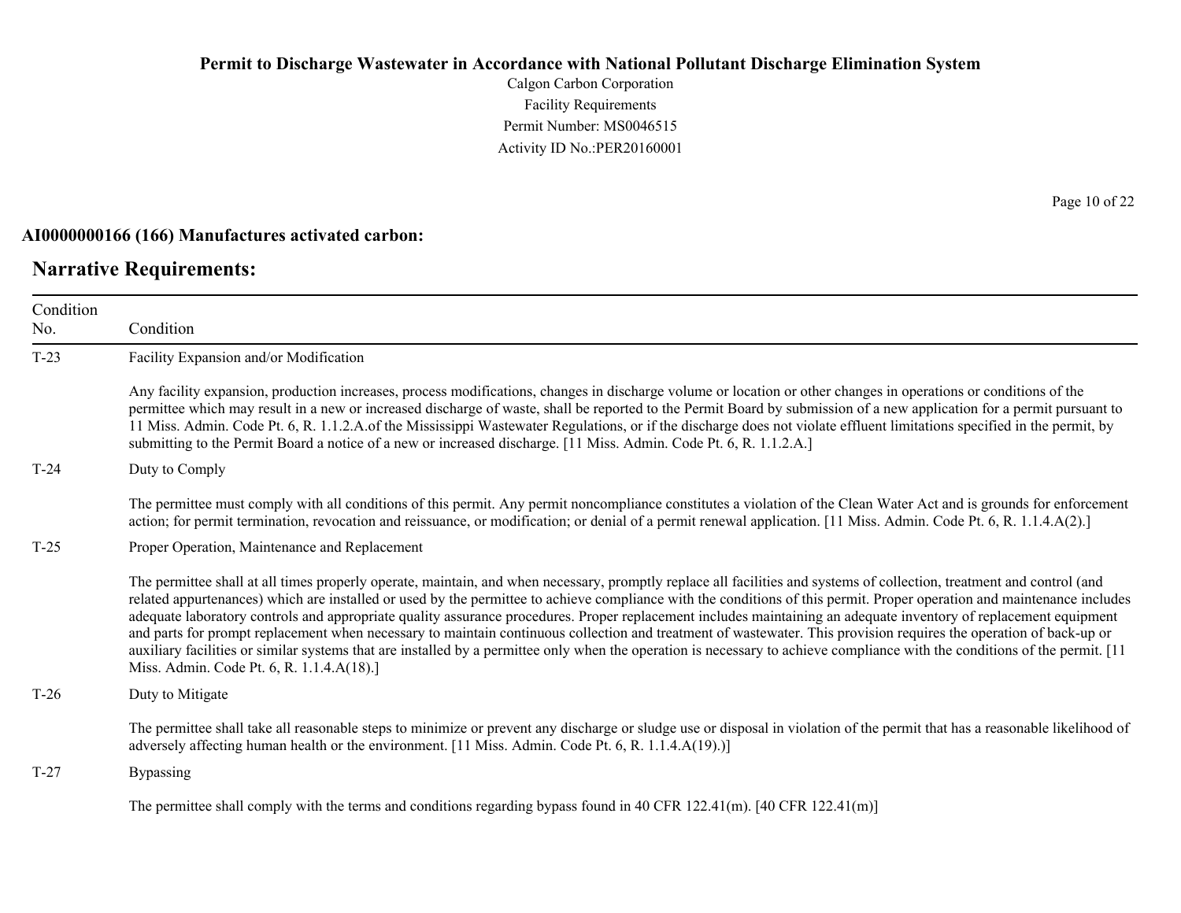**AI0000000166 (166) Manufactures activated carbon:**

## Narrative Requirements:

| Condition No. | Condition |
|---|---|
| T-23 | Facility Expansion and/or Modification<br><br>Any facility expansion, production increases, process modifications, changes in discharge volume or location or other changes in operations or conditions of the permittee which may result in a new or increased discharge of waste, shall be reported to the Permit Board by submission of a new application for a permit pursuant to 11 Miss. Admin. Code Pt. 6, R. 1.1.2.A.of the Mississippi Wastewater Regulations, or if the discharge does not violate effluent limitations specified in the permit, by submitting to the Permit Board a notice of a new or increased discharge. [11 Miss. Admin. Code Pt. 6, R. 1.1.2.A.] |
| T-24 | Duty to Comply<br><br>The permittee must comply with all conditions of this permit. Any permit noncompliance constitutes a violation of the Clean Water Act and is grounds for enforcement action; for permit termination, revocation and reissuance, or modification; or denial of a permit renewal application. [11 Miss. Admin. Code Pt. 6, R. 1.1.4.A(2).] |
| T-25 | Proper Operation, Maintenance and Replacement<br><br>The permittee shall at all times properly operate, maintain, and when necessary, promptly replace all facilities and systems of collection, treatment and control (and related appurtenances) which are installed or used by the permittee to achieve compliance with the conditions of this permit. Proper operation and maintenance includes adequate laboratory controls and appropriate quality assurance procedures. Proper replacement includes maintaining an adequate inventory of replacement equipment and parts for prompt replacement when necessary to maintain continuous collection and treatment of wastewater. This provision requires the operation of back-up or auxiliary facilities or similar systems that are installed by a permittee only when the operation is necessary to achieve compliance with the conditions of the permit. [11 Miss. Admin. Code Pt. 6, R. 1.1.4.A(18).] |
| T-26 | Duty to Mitigate<br><br>The permittee shall take all reasonable steps to minimize or prevent any discharge or sludge use or disposal in violation of the permit that has a reasonable likelihood of adversely affecting human health or the environment. [11 Miss. Admin. Code Pt. 6, R. 1.1.4.A(19).)] |
| T-27 | Bypassing<br><br>The permittee shall comply with the terms and conditions regarding bypass found in 40 CFR 122.41(m). [40 CFR 122.41(m)] |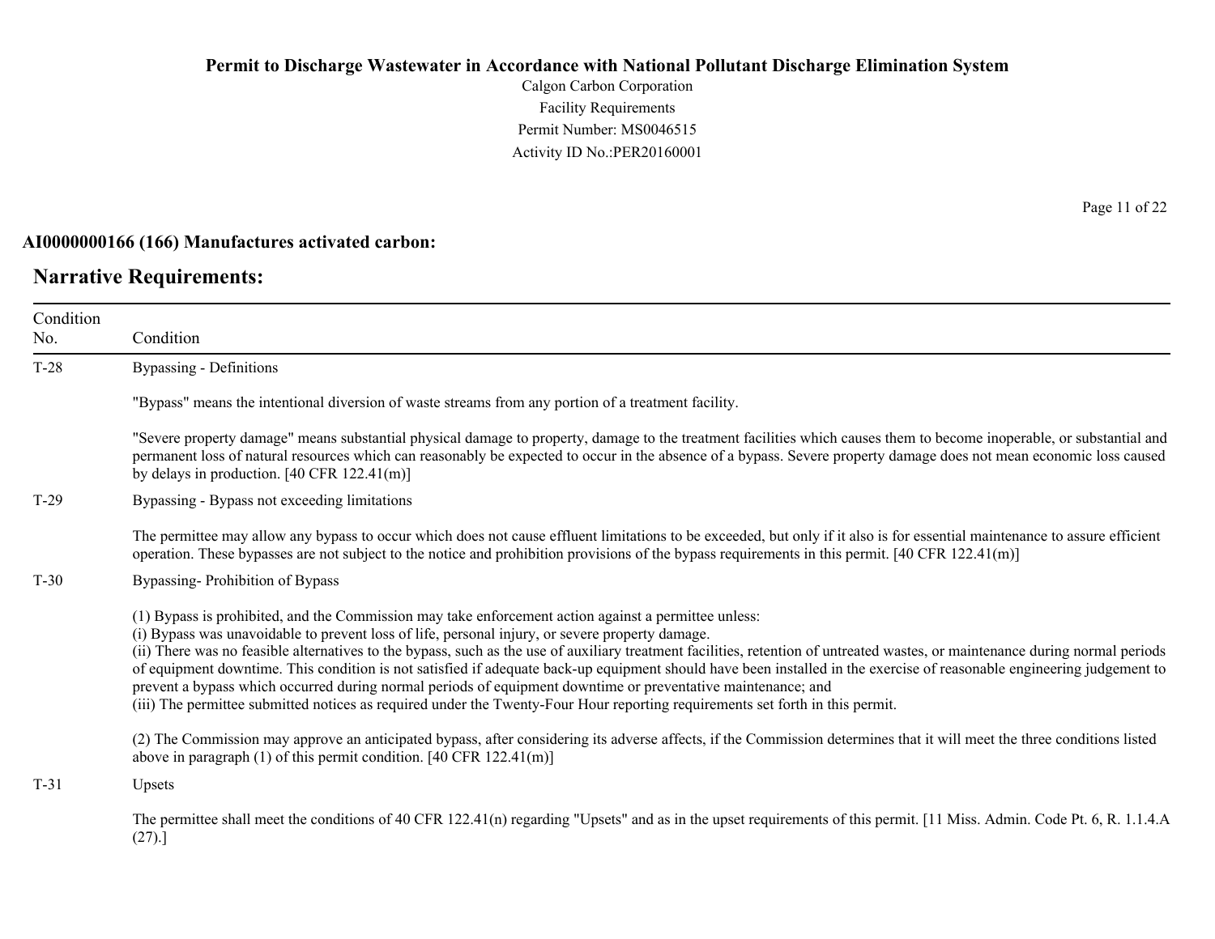**AI0000000166 (166) Manufactures activated carbon:**

## Narrative Requirements:

| Condition No. | Condition |
|---|---|
| T-28 | Bypassing - Definitions<br><br>"Bypass" means the intentional diversion of waste streams from any portion of a treatment facility.<br><br>"Severe property damage" means substantial physical damage to property, damage to the treatment facilities which causes them to become inoperable, or substantial and permanent loss of natural resources which can reasonably be expected to occur in the absence of a bypass. Severe property damage does not mean economic loss caused by delays in production. [40 CFR 122.41(m)] |
| T-29 | Bypassing - Bypass not exceeding limitations<br><br>The permittee may allow any bypass to occur which does not cause effluent limitations to be exceeded, but only if it also is for essential maintenance to assure efficient operation. These bypasses are not subject to the notice and prohibition provisions of the bypass requirements in this permit. [40 CFR 122.41(m)] |
| T-30 | Bypassing- Prohibition of Bypass<br><br>(1) Bypass is prohibited, and the Commission may take enforcement action against a permittee unless:<br>(i) Bypass was unavoidable to prevent loss of life, personal injury, or severe property damage.<br>(ii) There was no feasible alternatives to the bypass, such as the use of auxiliary treatment facilities, retention of untreated wastes, or maintenance during normal periods of equipment downtime. This condition is not satisfied if adequate back-up equipment should have been installed in the exercise of reasonable engineering judgement to prevent a bypass which occurred during normal periods of equipment downtime or preventative maintenance; and<br>(iii) The permittee submitted notices as required under the Twenty-Four Hour reporting requirements set forth in this permit.<br><br>(2) The Commission may approve an anticipated bypass, after considering its adverse affects, if the Commission determines that it will meet the three conditions listed above in paragraph (1) of this permit condition. [40 CFR 122.41(m)] |
| T-31 | Upsets<br><br>The permittee shall meet the conditions of 40 CFR 122.41(n) regarding "Upsets" and as in the upset requirements of this permit. [11 Miss. Admin. Code Pt. 6, R. 1.1.4.A (27).] |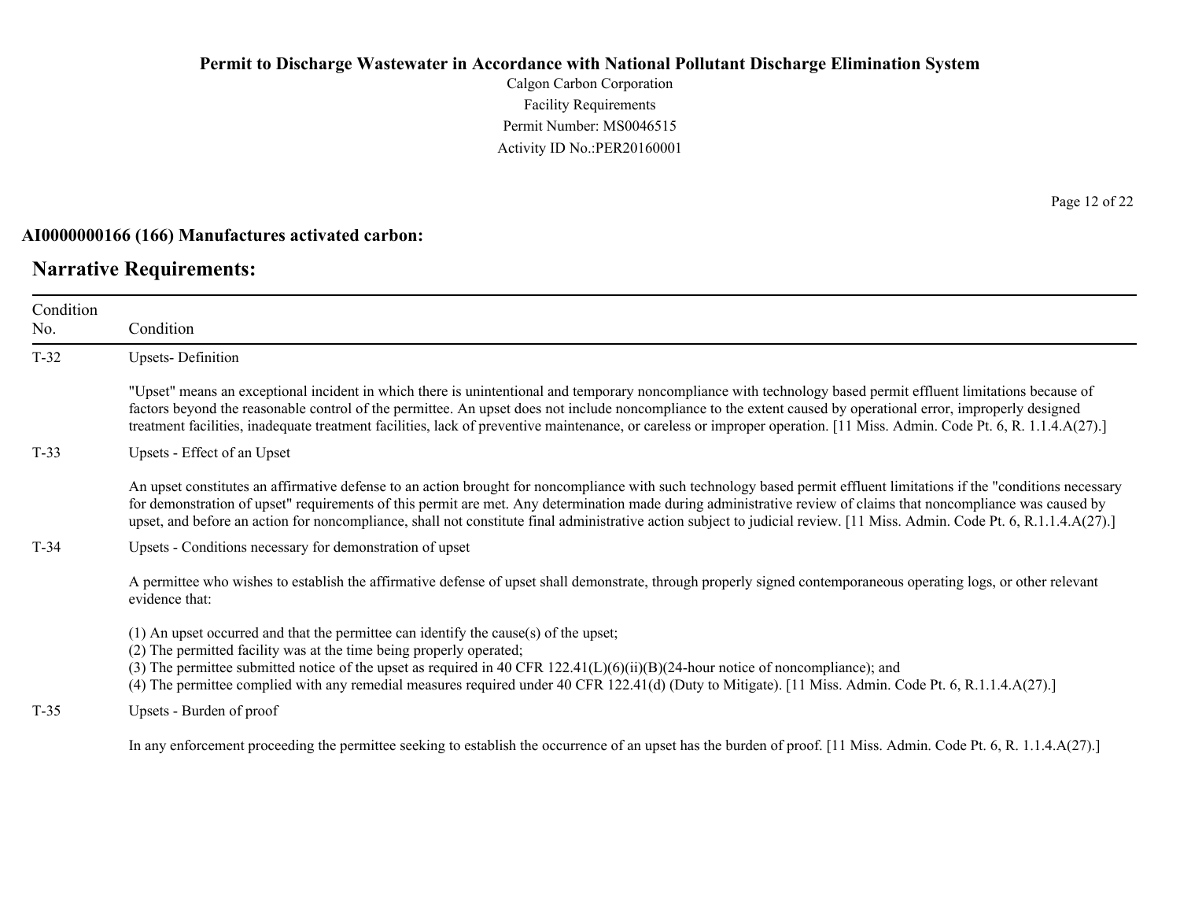**Permit to Discharge Wastewater in Accordance with National Pollutant Discharge Elimination System**

Calgon Carbon Corporation
Facility Requirements
Permit Number: MS0046515
Activity ID No.:PER20160001

**AI0000000166 (166) Manufactures activated carbon:**

## Narrative Requirements:

| Condition No. | Condition |
|---|---|
| T-32 | Upsets- Definition<br><br>"Upset" means an exceptional incident in which there is unintentional and temporary noncompliance with technology based permit effluent limitations because of factors beyond the reasonable control of the permittee. An upset does not include noncompliance to the extent caused by operational error, improperly designed treatment facilities, inadequate treatment facilities, lack of preventive maintenance, or careless or improper operation. [11 Miss. Admin. Code Pt. 6, R. 1.1.4.A(27).] |
| T-33 | Upsets - Effect of an Upset<br><br>An upset constitutes an affirmative defense to an action brought for noncompliance with such technology based permit effluent limitations if the "conditions necessary for demonstration of upset" requirements of this permit are met. Any determination made during administrative review of claims that noncompliance was caused by upset, and before an action for noncompliance, shall not constitute final administrative action subject to judicial review. [11 Miss. Admin. Code Pt. 6, R.1.1.4.A(27).] |
| T-34 | Upsets - Conditions necessary for demonstration of upset<br><br>A permittee who wishes to establish the affirmative defense of upset shall demonstrate, through properly signed contemporaneous operating logs, or other relevant evidence that:<br><br>(1) An upset occurred and that the permittee can identify the cause(s) of the upset;<br>(2) The permitted facility was at the time being properly operated;<br>(3) The permittee submitted notice of the upset as required in 40 CFR 122.41(L)(6)(ii)(B)(24-hour notice of noncompliance); and<br>(4) The permittee complied with any remedial measures required under 40 CFR 122.41(d) (Duty to Mitigate). [11 Miss. Admin. Code Pt. 6, R.1.1.4.A(27).] |
| T-35 | Upsets - Burden of proof<br><br>In any enforcement proceeding the permittee seeking to establish the occurrence of an upset has the burden of proof. [11 Miss. Admin. Code Pt. 6, R. 1.1.4.A(27).] |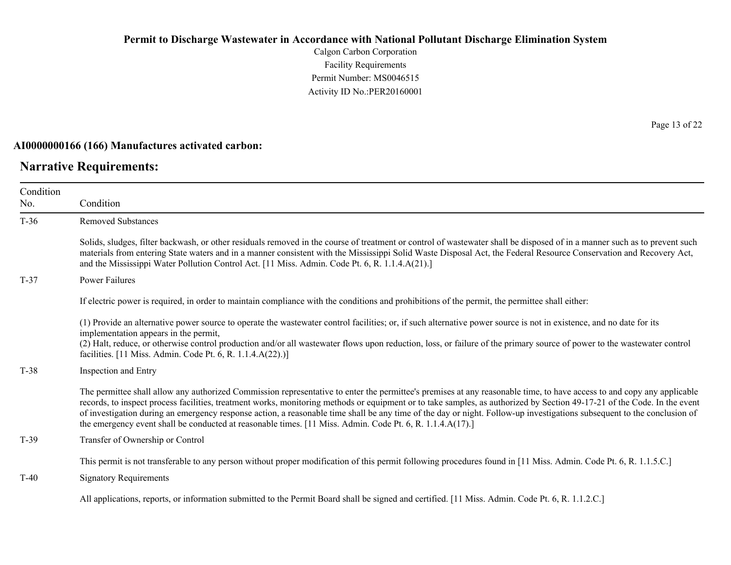**AI0000000166 (166) Manufactures activated carbon:**

## Narrative Requirements:

| Condition No. | Condition |
|---|---|
| T-36 | Removed Substances<br><br>Solids, sludges, filter backwash, or other residuals removed in the course of treatment or control of wastewater shall be disposed of in a manner such as to prevent such materials from entering State waters and in a manner consistent with the Mississippi Solid Waste Disposal Act, the Federal Resource Conservation and Recovery Act, and the Mississippi Water Pollution Control Act. [11 Miss. Admin. Code Pt. 6, R. 1.1.4.A(21).] |
| T-37 | Power Failures<br><br>If electric power is required, in order to maintain compliance with the conditions and prohibitions of the permit, the permittee shall either:<br><br>(1) Provide an alternative power source to operate the wastewater control facilities; or, if such alternative power source is not in existence, and no date for its implementation appears in the permit,<br>(2) Halt, reduce, or otherwise control production and/or all wastewater flows upon reduction, loss, or failure of the primary source of power to the wastewater control facilities. [11 Miss. Admin. Code Pt. 6, R. 1.1.4.A(22).)] |
| T-38 | Inspection and Entry<br><br>The permittee shall allow any authorized Commission representative to enter the permittee's premises at any reasonable time, to have access to and copy any applicable records, to inspect process facilities, treatment works, monitoring methods or equipment or to take samples, as authorized by Section 49-17-21 of the Code. In the event of investigation during an emergency response action, a reasonable time shall be any time of the day or night. Follow-up investigations subsequent to the conclusion of the emergency event shall be conducted at reasonable times. [11 Miss. Admin. Code Pt. 6, R. 1.1.4.A(17).] |
| T-39 | Transfer of Ownership or Control<br><br>This permit is not transferable to any person without proper modification of this permit following procedures found in [11 Miss. Admin. Code Pt. 6, R. 1.1.5.C.] |
| T-40 | Signatory Requirements<br><br>All applications, reports, or information submitted to the Permit Board shall be signed and certified. [11 Miss. Admin. Code Pt. 6, R. 1.1.2.C.] |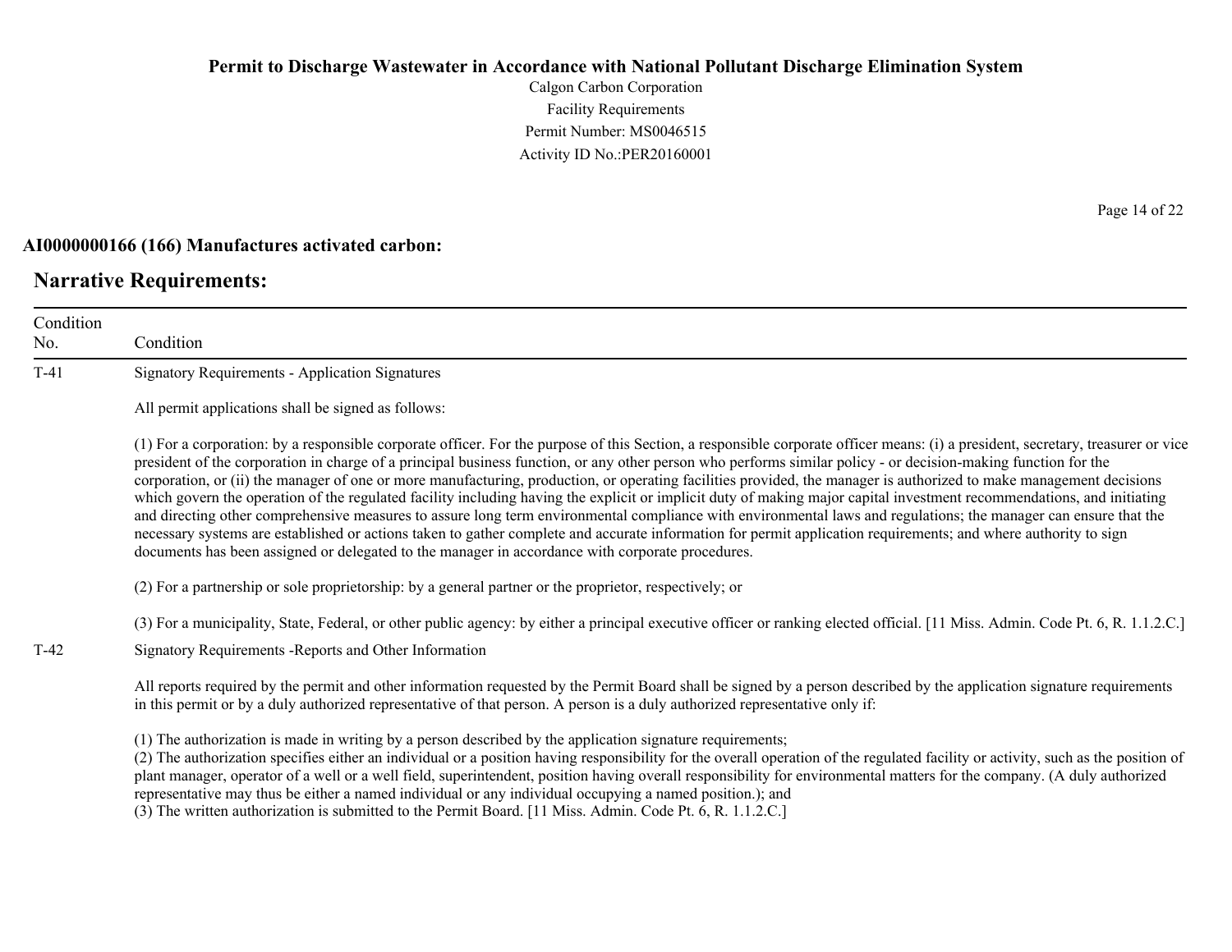**Permit to Discharge Wastewater in Accordance with National Pollutant Discharge Elimination System**

Calgon Carbon Corporation
Facility Requirements
Permit Number: MS0046515
Activity ID No.:PER20160001

**AI0000000166 (166) Manufactures activated carbon:**

## Narrative Requirements:

| Condition No. | Condition |
|---|---|
| T-41 | Signatory Requirements - Application Signatures<br><br>All permit applications shall be signed as follows:<br><br>(1) For a corporation: by a responsible corporate officer. For the purpose of this Section, a responsible corporate officer means: (i) a president, secretary, treasurer or vice president of the corporation in charge of a principal business function, or any other person who performs similar policy - or decision-making function for the corporation, or (ii) the manager of one or more manufacturing, production, or operating facilities provided, the manager is authorized to make management decisions which govern the operation of the regulated facility including having the explicit or implicit duty of making major capital investment recommendations, and initiating and directing other comprehensive measures to assure long term environmental compliance with environmental laws and regulations; the manager can ensure that the necessary systems are established or actions taken to gather complete and accurate information for permit application requirements; and where authority to sign documents has been assigned or delegated to the manager in accordance with corporate procedures.<br><br>(2) For a partnership or sole proprietorship: by a general partner or the proprietor, respectively; or<br><br>(3) For a municipality, State, Federal, or other public agency: by either a principal executive officer or ranking elected official. [11 Miss. Admin. Code Pt. 6, R. 1.1.2.C.] |
| T-42 | Signatory Requirements -Reports and Other Information<br><br>All reports required by the permit and other information requested by the Permit Board shall be signed by a person described by the application signature requirements in this permit or by a duly authorized representative of that person. A person is a duly authorized representative only if:<br><br>(1) The authorization is made in writing by a person described by the application signature requirements;<br>(2) The authorization specifies either an individual or a position having responsibility for the overall operation of the regulated facility or activity, such as the position of plant manager, operator of a well or a well field, superintendent, position having overall responsibility for environmental matters for the company. (A duly authorized representative may thus be either a named individual or any individual occupying a named position.); and<br>(3) The written authorization is submitted to the Permit Board. [11 Miss. Admin. Code Pt. 6, R. 1.1.2.C.] |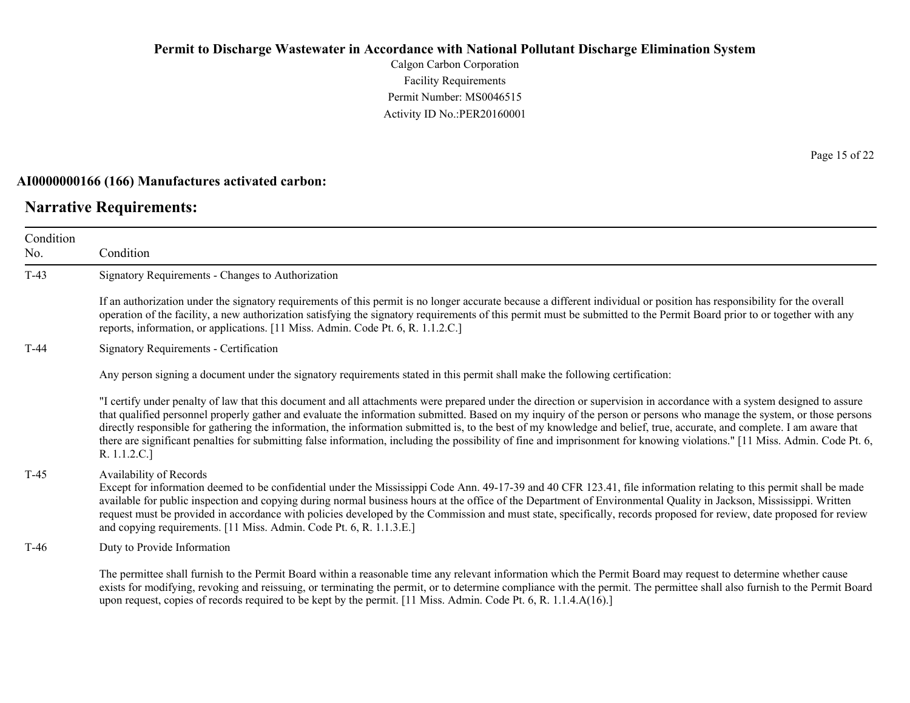**AI0000000166 (166) Manufactures activated carbon:**

## Narrative Requirements:

| Condition No. | Condition |
|---|---|
| T-43 | Signatory Requirements - Changes to Authorization<br><br>If an authorization under the signatory requirements of this permit is no longer accurate because a different individual or position has responsibility for the overall operation of the facility, a new authorization satisfying the signatory requirements of this permit must be submitted to the Permit Board prior to or together with any reports, information, or applications. [11 Miss. Admin. Code Pt. 6, R. 1.1.2.C.] |
| T-44 | Signatory Requirements - Certification<br><br>Any person signing a document under the signatory requirements stated in this permit shall make the following certification:<br><br>"I certify under penalty of law that this document and all attachments were prepared under the direction or supervision in accordance with a system designed to assure that qualified personnel properly gather and evaluate the information submitted. Based on my inquiry of the person or persons who manage the system, or those persons directly responsible for gathering the information, the information submitted is, to the best of my knowledge and belief, true, accurate, and complete. I am aware that there are significant penalties for submitting false information, including the possibility of fine and imprisonment for knowing violations." [11 Miss. Admin. Code Pt. 6, R. 1.1.2.C.] |
| T-45 | Availability of Records<br>Except for information deemed to be confidential under the Mississippi Code Ann. 49-17-39 and 40 CFR 123.41, file information relating to this permit shall be made available for public inspection and copying during normal business hours at the office of the Department of Environmental Quality in Jackson, Mississippi. Written request must be provided in accordance with policies developed by the Commission and must state, specifically, records proposed for review, date proposed for review and copying requirements. [11 Miss. Admin. Code Pt. 6, R. 1.1.3.E.] |
| T-46 | Duty to Provide Information<br><br>The permittee shall furnish to the Permit Board within a reasonable time any relevant information which the Permit Board may request to determine whether cause exists for modifying, revoking and reissuing, or terminating the permit, or to determine compliance with the permit. The permittee shall also furnish to the Permit Board upon request, copies of records required to be kept by the permit. [11 Miss. Admin. Code Pt. 6, R. 1.1.4.A(16).] |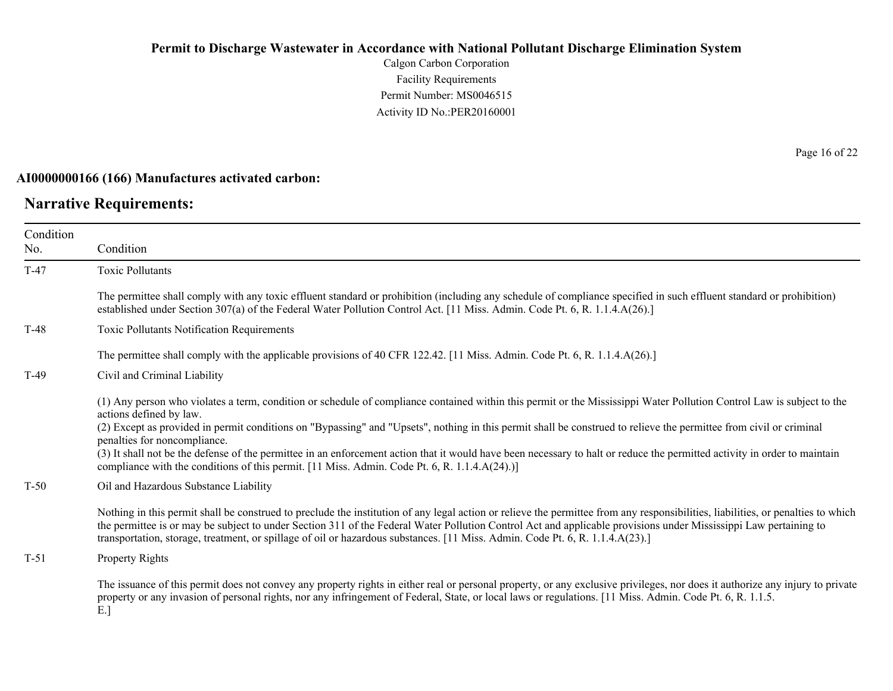**AI0000000166 (166) Manufactures activated carbon:**

## Narrative Requirements:

| Condition No. | Condition |
|---|---|
| T-47 | Toxic Pollutants<br><br>The permittee shall comply with any toxic effluent standard or prohibition (including any schedule of compliance specified in such effluent standard or prohibition) established under Section 307(a) of the Federal Water Pollution Control Act. [11 Miss. Admin. Code Pt. 6, R. 1.1.4.A(26).] |
| T-48 | Toxic Pollutants Notification Requirements<br><br>The permittee shall comply with the applicable provisions of 40 CFR 122.42. [11 Miss. Admin. Code Pt. 6, R. 1.1.4.A(26).] |
| T-49 | Civil and Criminal Liability<br><br>(1) Any person who violates a term, condition or schedule of compliance contained within this permit or the Mississippi Water Pollution Control Law is subject to the actions defined by law.<br>(2) Except as provided in permit conditions on "Bypassing" and "Upsets", nothing in this permit shall be construed to relieve the permittee from civil or criminal penalties for noncompliance.<br>(3) It shall not be the defense of the permittee in an enforcement action that it would have been necessary to halt or reduce the permitted activity in order to maintain compliance with the conditions of this permit. [11 Miss. Admin. Code Pt. 6, R. 1.1.4.A(24).)] |
| T-50 | Oil and Hazardous Substance Liability<br><br>Nothing in this permit shall be construed to preclude the institution of any legal action or relieve the permittee from any responsibilities, liabilities, or penalties to which the permittee is or may be subject to under Section 311 of the Federal Water Pollution Control Act and applicable provisions under Mississippi Law pertaining to transportation, storage, treatment, or spillage of oil or hazardous substances. [11 Miss. Admin. Code Pt. 6, R. 1.1.4.A(23).] |
| T-51 | Property Rights<br><br>The issuance of this permit does not convey any property rights in either real or personal property, or any exclusive privileges, nor does it authorize any injury to private property or any invasion of personal rights, nor any infringement of Federal, State, or local laws or regulations. [11 Miss. Admin. Code Pt. 6, R. 1.1.5.<br>E.] |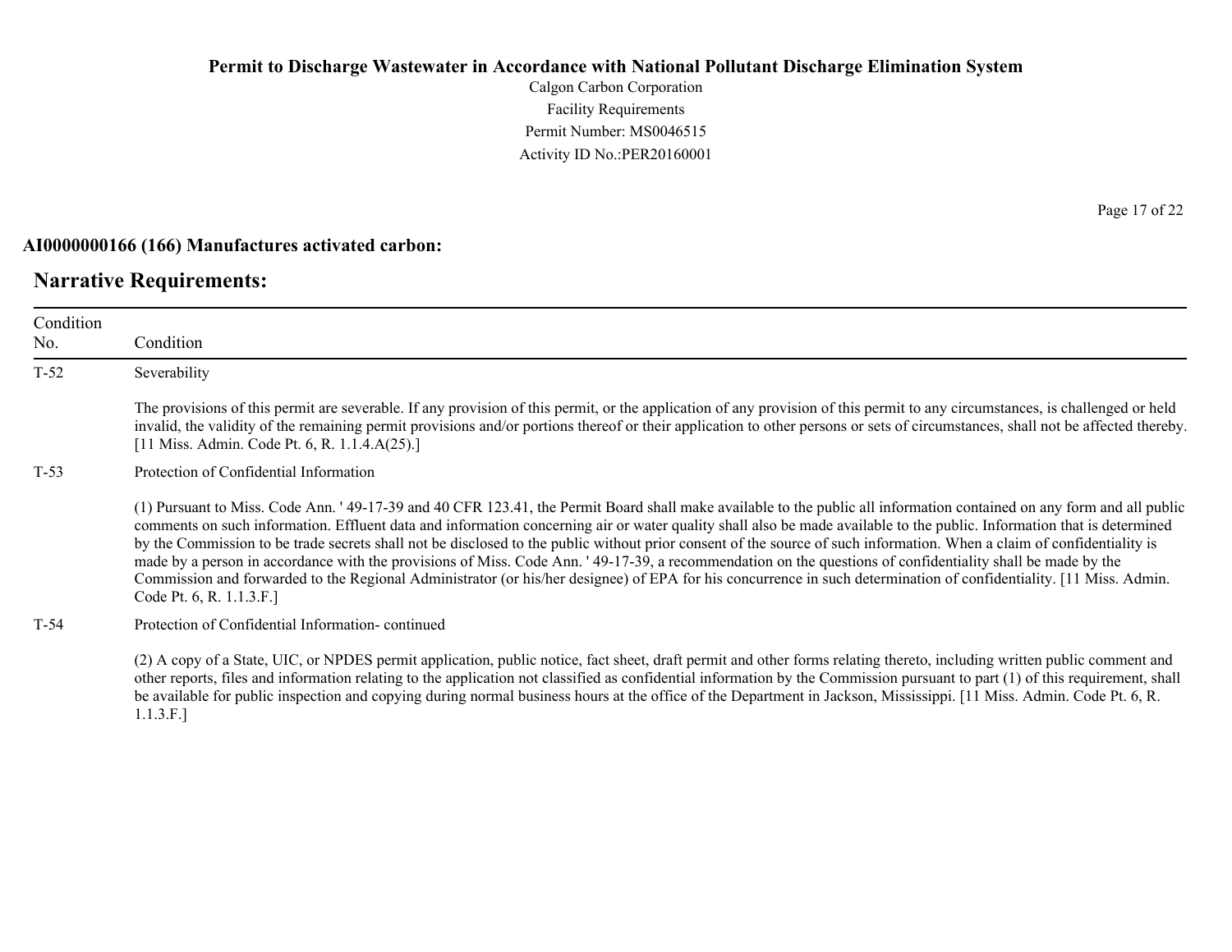**AI0000000166 (166) Manufactures activated carbon:**

## Narrative Requirements:

| Condition No. | Condition |
|---|---|
| T-52 | Severability<br><br>The provisions of this permit are severable. If any provision of this permit, or the application of any provision of this permit to any circumstances, is challenged or held invalid, the validity of the remaining permit provisions and/or portions thereof or their application to other persons or sets of circumstances, shall not be affected thereby. [11 Miss. Admin. Code Pt. 6, R. 1.1.4.A(25).] |
| T-53 | Protection of Confidential Information<br><br>(1) Pursuant to Miss. Code Ann. ' 49-17-39 and 40 CFR 123.41, the Permit Board shall make available to the public all information contained on any form and all public comments on such information. Effluent data and information concerning air or water quality shall also be made available to the public. Information that is determined by the Commission to be trade secrets shall not be disclosed to the public without prior consent of the source of such information. When a claim of confidentiality is made by a person in accordance with the provisions of Miss. Code Ann. ' 49-17-39, a recommendation on the questions of confidentiality shall be made by the Commission and forwarded to the Regional Administrator (or his/her designee) of EPA for his concurrence in such determination of confidentiality. [11 Miss. Admin. Code Pt. 6, R. 1.1.3.F.] |
| T-54 | Protection of Confidential Information- continued<br><br>(2) A copy of a State, UIC, or NPDES permit application, public notice, fact sheet, draft permit and other forms relating thereto, including written public comment and other reports, files and information relating to the application not classified as confidential information by the Commission pursuant to part (1) of this requirement, shall be available for public inspection and copying during normal business hours at the office of the Department in Jackson, Mississippi. [11 Miss. Admin. Code Pt. 6, R. 1.1.3.F.] |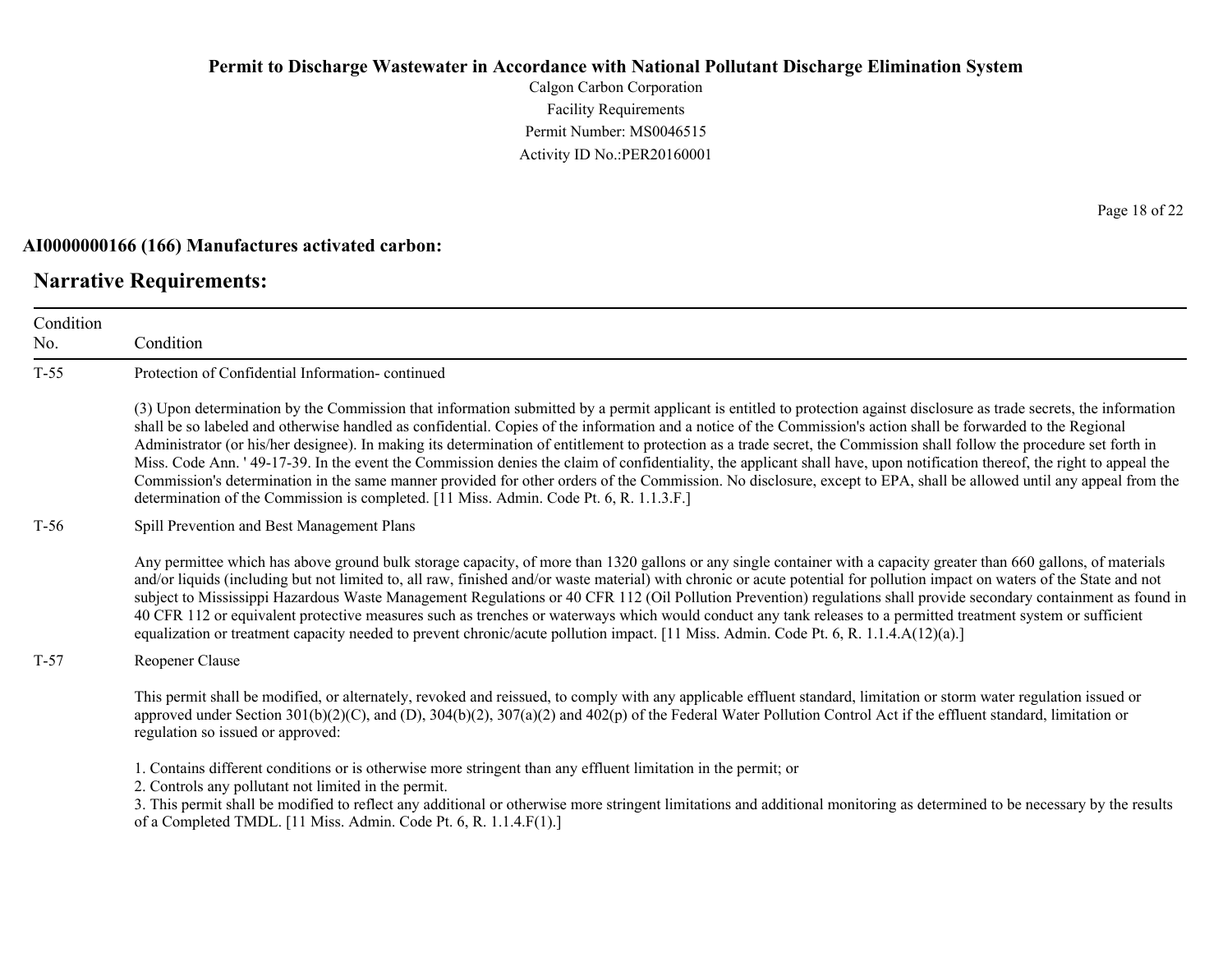**Permit to Discharge Wastewater in Accordance with National Pollutant Discharge Elimination System**

Calgon Carbon Corporation

Facility Requirements

Permit Number: MS0046515

Activity ID No.:PER20160001

**AI0000000166 (166) Manufactures activated carbon:**

## Narrative Requirements:

| Condition No. | Condition |
|---|---|
| T-55 | Protection of Confidential Information- continued<br><br>(3) Upon determination by the Commission that information submitted by a permit applicant is entitled to protection against disclosure as trade secrets, the information shall be so labeled and otherwise handled as confidential. Copies of the information and a notice of the Commission's action shall be forwarded to the Regional Administrator (or his/her designee). In making its determination of entitlement to protection as a trade secret, the Commission shall follow the procedure set forth in Miss. Code Ann. ' 49-17-39. In the event the Commission denies the claim of confidentiality, the applicant shall have, upon notification thereof, the right to appeal the Commission's determination in the same manner provided for other orders of the Commission. No disclosure, except to EPA, shall be allowed until any appeal from the determination of the Commission is completed. [11 Miss. Admin. Code Pt. 6, R. 1.1.3.F.] |
| T-56 | Spill Prevention and Best Management Plans<br><br>Any permittee which has above ground bulk storage capacity, of more than 1320 gallons or any single container with a capacity greater than 660 gallons, of materials and/or liquids (including but not limited to, all raw, finished and/or waste material) with chronic or acute potential for pollution impact on waters of the State and not subject to Mississippi Hazardous Waste Management Regulations or 40 CFR 112 (Oil Pollution Prevention) regulations shall provide secondary containment as found in 40 CFR 112 or equivalent protective measures such as trenches or waterways which would conduct any tank releases to a permitted treatment system or sufficient equalization or treatment capacity needed to prevent chronic/acute pollution impact. [11 Miss. Admin. Code Pt. 6, R. 1.1.4.A(12)(a).] |
| T-57 | Reopener Clause<br><br>This permit shall be modified, or alternately, revoked and reissued, to comply with any applicable effluent standard, limitation or storm water regulation issued or approved under Section 301(b)(2)(C), and (D), 304(b)(2), 307(a)(2) and 402(p) of the Federal Water Pollution Control Act if the effluent standard, limitation or regulation so issued or approved:<br><br>1. Contains different conditions or is otherwise more stringent than any effluent limitation in the permit; or<br>2. Controls any pollutant not limited in the permit.<br>3. This permit shall be modified to reflect any additional or otherwise more stringent limitations and additional monitoring as determined to be necessary by the results of a Completed TMDL. [11 Miss. Admin. Code Pt. 6, R. 1.1.4.F(1).] |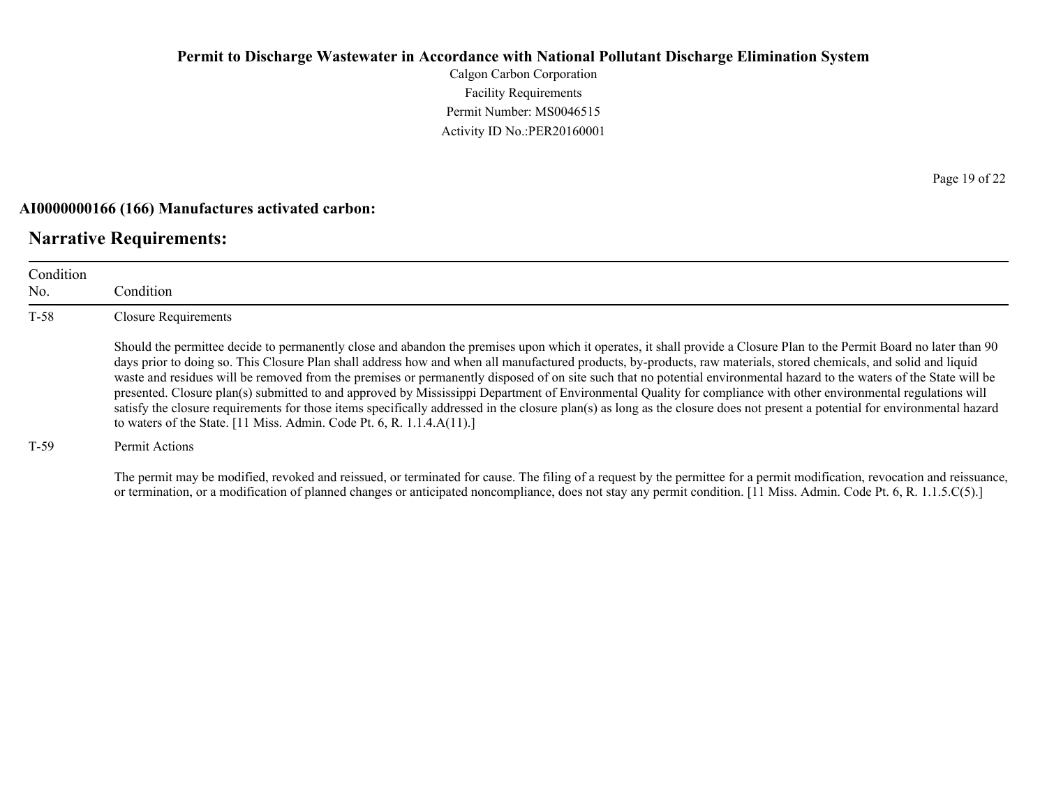**AI0000000166 (166) Manufactures activated carbon:**

## Narrative Requirements:

| Condition No. | Condition |
|---|---|
| T-58 | Closure Requirements<br><br>Should the permittee decide to permanently close and abandon the premises upon which it operates, it shall provide a Closure Plan to the Permit Board no later than 90 days prior to doing so. This Closure Plan shall address how and when all manufactured products, by-products, raw materials, stored chemicals, and solid and liquid waste and residues will be removed from the premises or permanently disposed of on site such that no potential environmental hazard to the waters of the State will be presented. Closure plan(s) submitted to and approved by Mississippi Department of Environmental Quality for compliance with other environmental regulations will satisfy the closure requirements for those items specifically addressed in the closure plan(s) as long as the closure does not present a potential for environmental hazard to waters of the State. [11 Miss. Admin. Code Pt. 6, R. 1.1.4.A(11).] |
| T-59 | Permit Actions<br><br>The permit may be modified, revoked and reissued, or terminated for cause. The filing of a request by the permittee for a permit modification, revocation and reissuance, or termination, or a modification of planned changes or anticipated noncompliance, does not stay any permit condition. [11 Miss. Admin. Code Pt. 6, R. 1.1.5.C(5).] |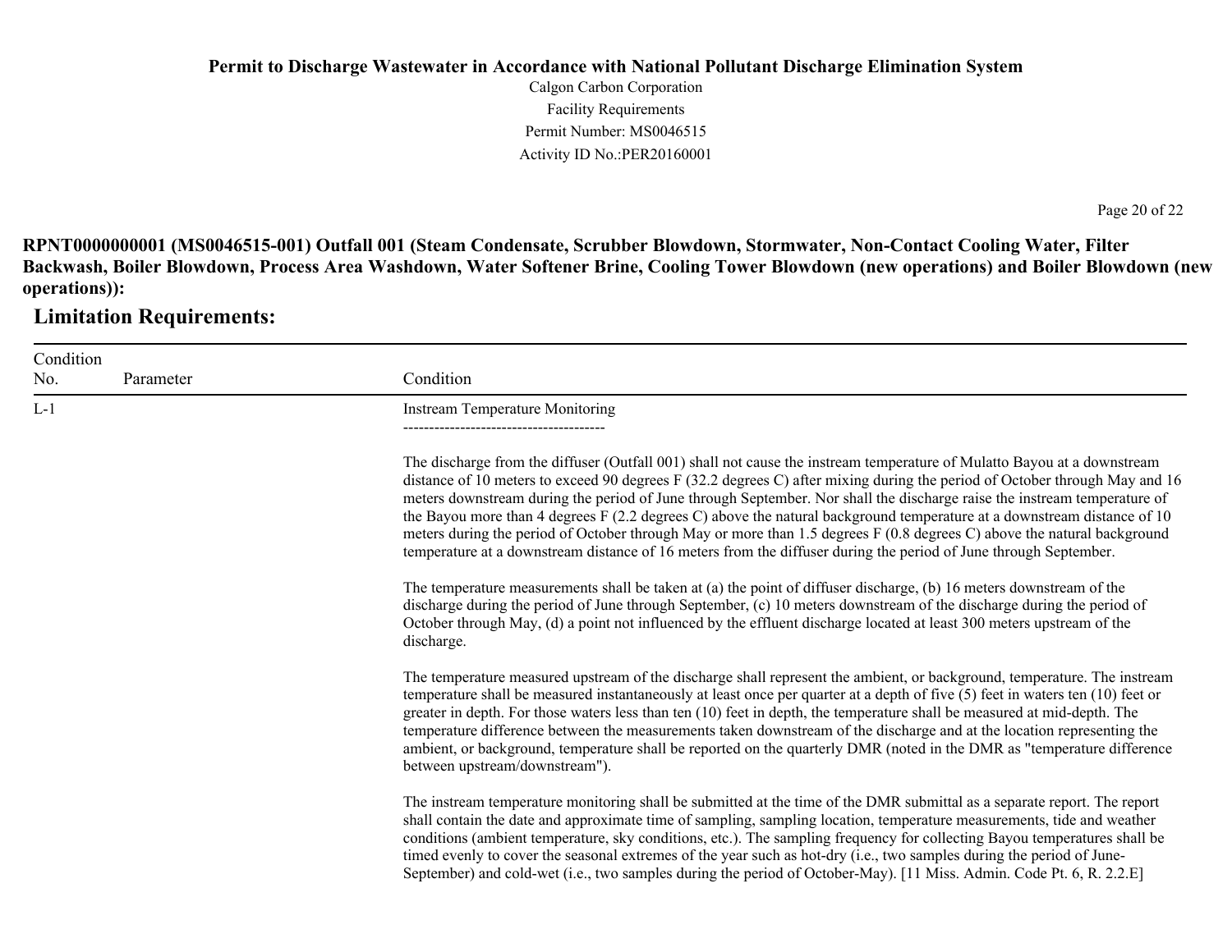**RPNT0000000001 (MS0046515-001) Outfall 001 (Steam Condensate, Scrubber Blowdown, Stormwater, Non-Contact Cooling Water, Filter Backwash, Boiler Blowdown, Process Area Washdown, Water Softener Brine, Cooling Tower Blowdown (new operations) and Boiler Blowdown (new operations)):**

## Limitation Requirements:

| Condition No. | Parameter | Condition |
|---|---|---|
| L-1 | | Instream Temperature Monitoring<br>---------------------------------------<br><br>The discharge from the diffuser (Outfall 001) shall not cause the instream temperature of Mulatto Bayou at a downstream distance of 10 meters to exceed 90 degrees F (32.2 degrees C) after mixing during the period of October through May and 16 meters downstream during the period of June through September. Nor shall the discharge raise the instream temperature of the Bayou more than 4 degrees F (2.2 degrees C) above the natural background temperature at a downstream distance of 10 meters during the period of October through May or more than 1.5 degrees F (0.8 degrees C) above the natural background temperature at a downstream distance of 16 meters from the diffuser during the period of June through September.<br><br>The temperature measurements shall be taken at (a) the point of diffuser discharge, (b) 16 meters downstream of the discharge during the period of June through September, (c) 10 meters downstream of the discharge during the period of October through May, (d) a point not influenced by the effluent discharge located at least 300 meters upstream of the discharge.<br><br>The temperature measured upstream of the discharge shall represent the ambient, or background, temperature. The instream temperature shall be measured instantaneously at least once per quarter at a depth of five (5) feet in waters ten (10) feet or greater in depth. For those waters less than ten (10) feet in depth, the temperature shall be measured at mid-depth. The temperature difference between the measurements taken downstream of the discharge and at the location representing the ambient, or background, temperature shall be reported on the quarterly DMR (noted in the DMR as "temperature difference between upstream/downstream").<br><br>The instream temperature monitoring shall be submitted at the time of the DMR submittal as a separate report. The report shall contain the date and approximate time of sampling, sampling location, temperature measurements, tide and weather conditions (ambient temperature, sky conditions, etc.). The sampling frequency for collecting Bayou temperatures shall be timed evenly to cover the seasonal extremes of the year such as hot-dry (i.e., two samples during the period of June-September) and cold-wet (i.e., two samples during the period of October-May). [11 Miss. Admin. Code Pt. 6, R. 2.2.E] |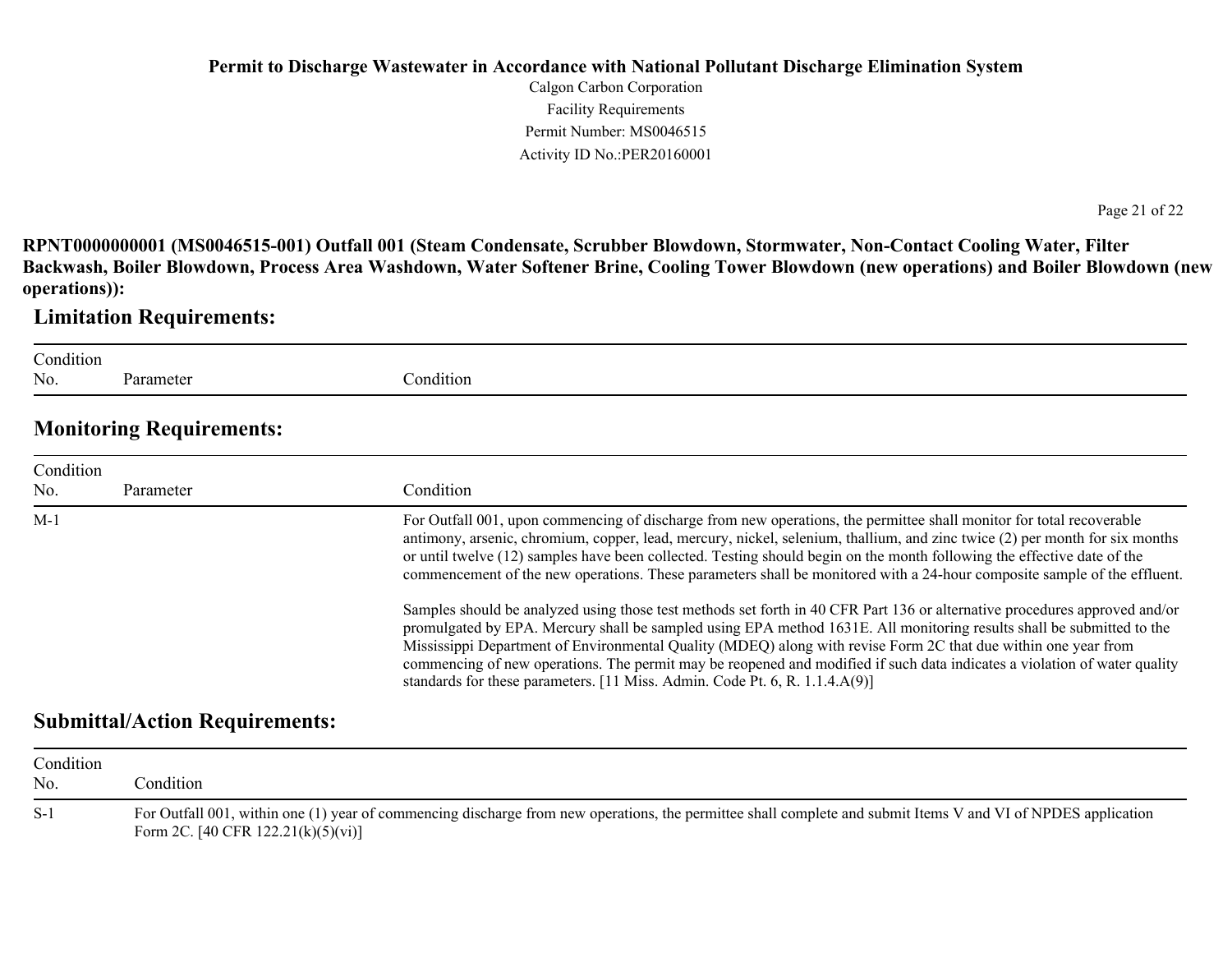**RPNT0000000001 (MS0046515-001) Outfall 001 (Steam Condensate, Scrubber Blowdown, Stormwater, Non-Contact Cooling Water, Filter Backwash, Boiler Blowdown, Process Area Washdown, Water Softener Brine, Cooling Tower Blowdown (new operations) and Boiler Blowdown (new operations)):**

## Limitation Requirements:

| Condition No. | Parameter | Condition |
|---|---|---|

## Monitoring Requirements:

| Condition No. | Parameter | Condition |
|---|---|---|
| M-1 | | For Outfall 001, upon commencing of discharge from new operations, the permittee shall monitor for total recoverable antimony, arsenic, chromium, copper, lead, mercury, nickel, selenium, thallium, and zinc twice (2) per month for six months or until twelve (12) samples have been collected. Testing should begin on the month following the effective date of the commencement of the new operations. These parameters shall be monitored with a 24-hour composite sample of the effluent.<br><br>Samples should be analyzed using those test methods set forth in 40 CFR Part 136 or alternative procedures approved and/or promulgated by EPA. Mercury shall be sampled using EPA method 1631E. All monitoring results shall be submitted to the Mississippi Department of Environmental Quality (MDEQ) along with revise Form 2C that due within one year from commencing of new operations. The permit may be reopened and modified if such data indicates a violation of water quality standards for these parameters. [11 Miss. Admin. Code Pt. 6, R. 1.1.4.A(9)] |

## Submittal/Action Requirements:

| Condition No. | Condition |
|---|---|
| S-1 | For Outfall 001, within one (1) year of commencing discharge from new operations, the permittee shall complete and submit Items V and VI of NPDES application Form 2C. [40 CFR 122.21(k)(5)(vi)] |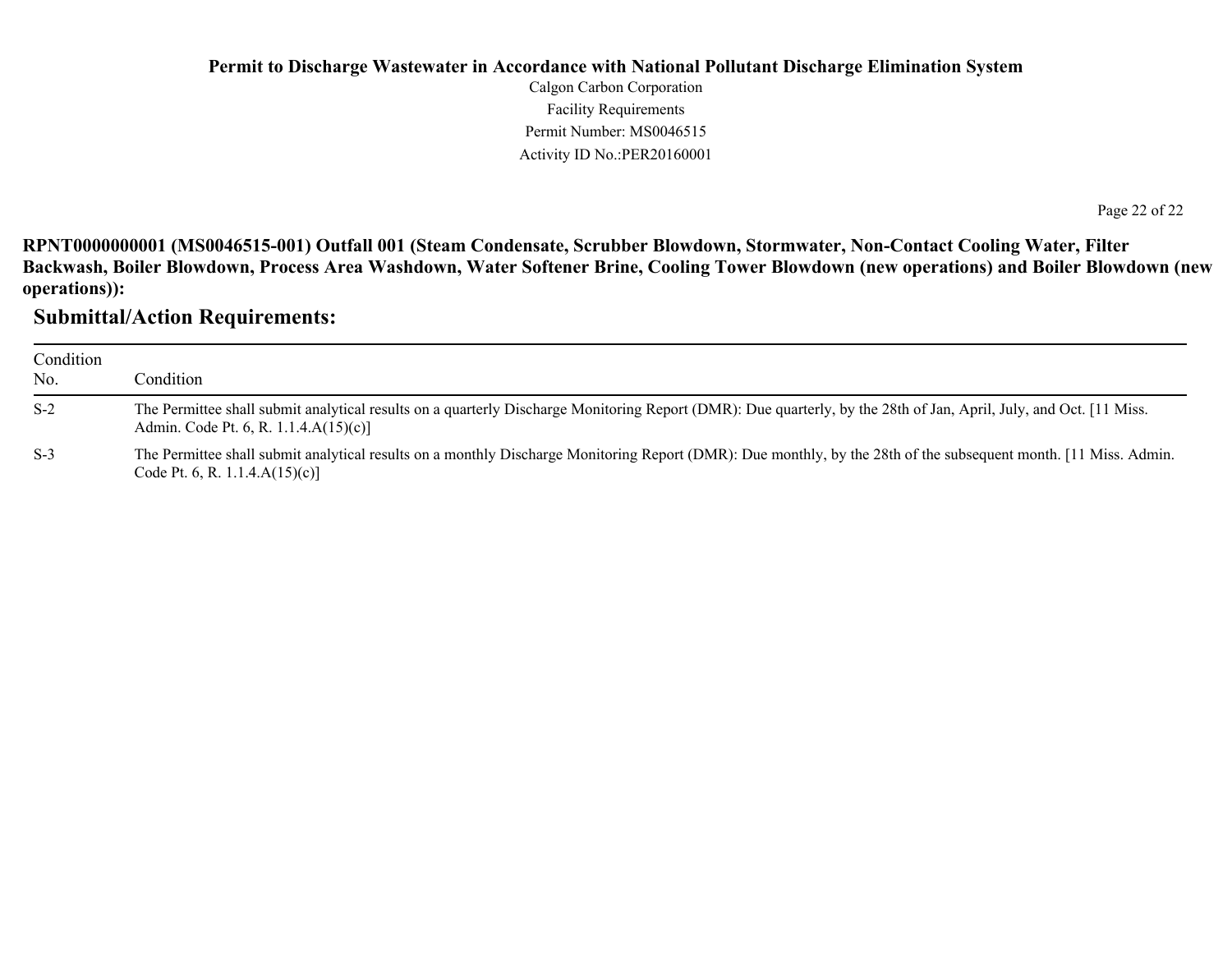**RPNT0000000001 (MS0046515-001) Outfall 001 (Steam Condensate, Scrubber Blowdown, Stormwater, Non-Contact Cooling Water, Filter Backwash, Boiler Blowdown, Process Area Washdown, Water Softener Brine, Cooling Tower Blowdown (new operations) and Boiler Blowdown (new operations)):**

## Submittal/Action Requirements:

| Condition No. | Condition |
| --- | --- |
| S-2 | The Permittee shall submit analytical results on a quarterly Discharge Monitoring Report (DMR): Due quarterly, by the 28th of Jan, April, July, and Oct. [11 Miss. Admin. Code Pt. 6, R. 1.1.4.A(15)(c)] |
| S-3 | The Permittee shall submit analytical results on a monthly Discharge Monitoring Report (DMR): Due monthly, by the 28th of the subsequent month. [11 Miss. Admin. Code Pt. 6, R. 1.1.4.A(15)(c)] |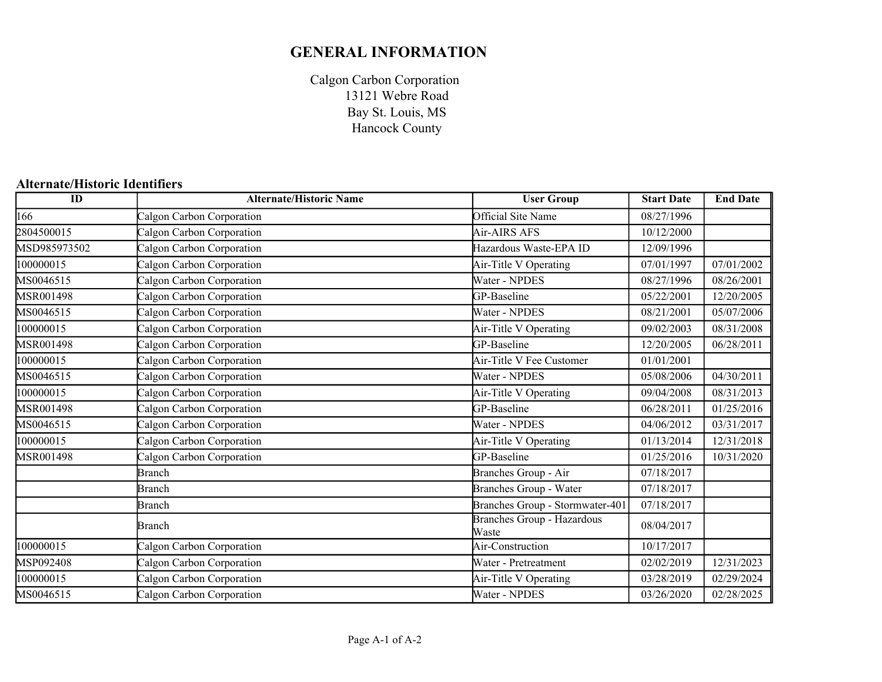# GENERAL INFORMATION

Calgon Carbon Corporation
13121 Webre Road
Bay St. Louis, MS
Hancock County

## Alternate/Historic Identifiers

| ID | Alternate/Historic Name | User Group | Start Date | End Date |
|---|---|---|---|---|
| 166 | Calgon Carbon Corporation | Official Site Name | 08/27/1996 | |
| 2804500015 | Calgon Carbon Corporation | Air-AIRS AFS | 10/12/2000 | |
| MSD985973502 | Calgon Carbon Corporation | Hazardous Waste-EPA ID | 12/09/1996 | |
| 100000015 | Calgon Carbon Corporation | Air-Title V Operating | 07/01/1997 | 07/01/2002 |
| MS0046515 | Calgon Carbon Corporation | Water - NPDES | 08/27/1996 | 08/26/2001 |
| MSR001498 | Calgon Carbon Corporation | GP-Baseline | 05/22/2001 | 12/20/2005 |
| MS0046515 | Calgon Carbon Corporation | Water - NPDES | 08/21/2001 | 05/07/2006 |
| 100000015 | Calgon Carbon Corporation | Air-Title V Operating | 09/02/2003 | 08/31/2008 |
| MSR001498 | Calgon Carbon Corporation | GP-Baseline | 12/20/2005 | 06/28/2011 |
| 100000015 | Calgon Carbon Corporation | Air-Title V Fee Customer | 01/01/2001 | |
| MS0046515 | Calgon Carbon Corporation | Water - NPDES | 05/08/2006 | 04/30/2011 |
| 100000015 | Calgon Carbon Corporation | Air-Title V Operating | 09/04/2008 | 08/31/2013 |
| MSR001498 | Calgon Carbon Corporation | GP-Baseline | 06/28/2011 | 01/25/2016 |
| MS0046515 | Calgon Carbon Corporation | Water - NPDES | 04/06/2012 | 03/31/2017 |
| 100000015 | Calgon Carbon Corporation | Air-Title V Operating | 01/13/2014 | 12/31/2018 |
| MSR001498 | Calgon Carbon Corporation | GP-Baseline | 01/25/2016 | 10/31/2020 |
| | Branch | Branches Group - Air | 07/18/2017 | |
| | Branch | Branches Group - Water | 07/18/2017 | |
| | Branch | Branches Group - Stormwater-401 | 07/18/2017 | |
| | Branch | Branches Group - Hazardous Waste | 08/04/2017 | |
| 100000015 | Calgon Carbon Corporation | Air-Construction | 10/17/2017 | |
| MSP092408 | Calgon Carbon Corporation | Water - Pretreatment | 02/02/2019 | 12/31/2023 |
| 100000015 | Calgon Carbon Corporation | Air-Title V Operating | 03/28/2019 | 02/29/2024 |
| MS0046515 | Calgon Carbon Corporation | Water - NPDES | 03/26/2020 | 02/28/2025 |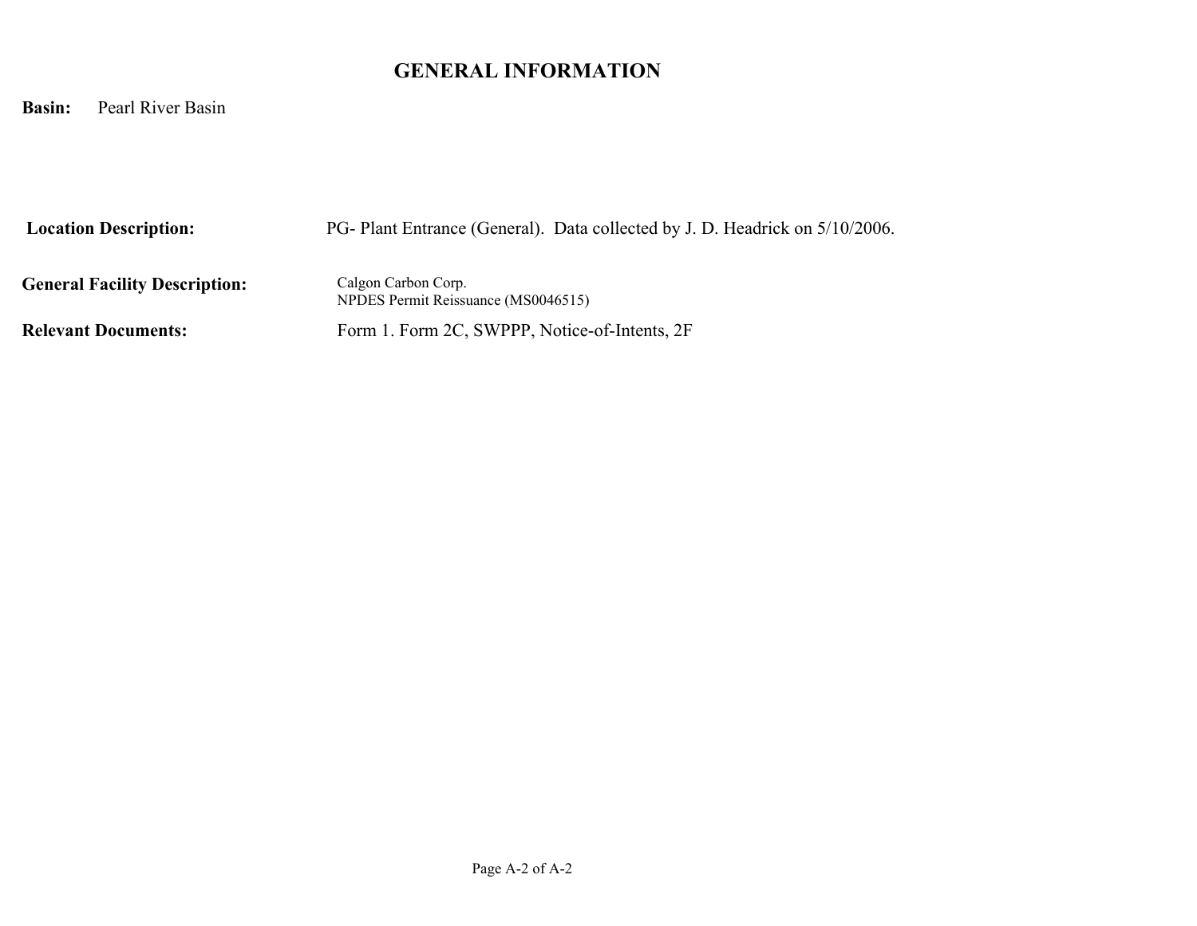# GENERAL INFORMATION

**Basin:** Pearl River Basin

**Location Description:** PG- Plant Entrance (General). Data collected by J. D. Headrick on 5/10/2006.

**General Facility Description:** Calgon Carbon Corp.
NPDES Permit Reissuance (MS0046515)

**Relevant Documents:** Form 1. Form 2C, SWPPP, Notice-of-Intents, 2F